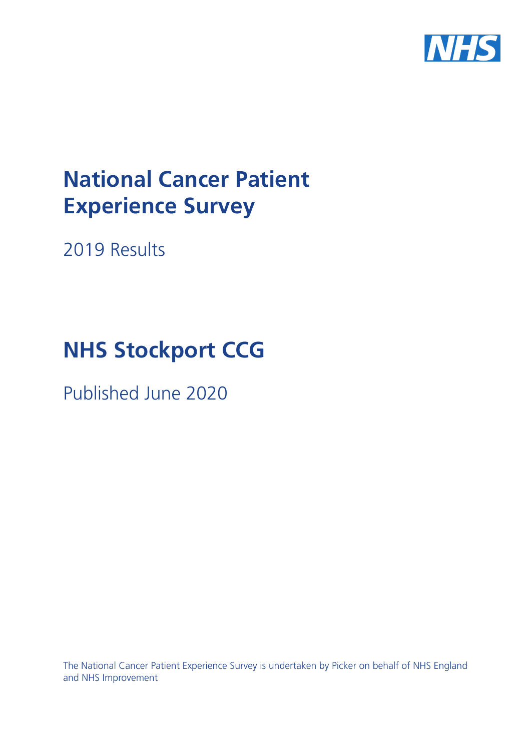NHS

# National Cancer Patient Experience Survey

2019 Results

# NHS Stockport CCG

Published June 2020

The National Cancer Patient Experience Survey is undertaken by Picker on behalf of NHS England and NHS Improvement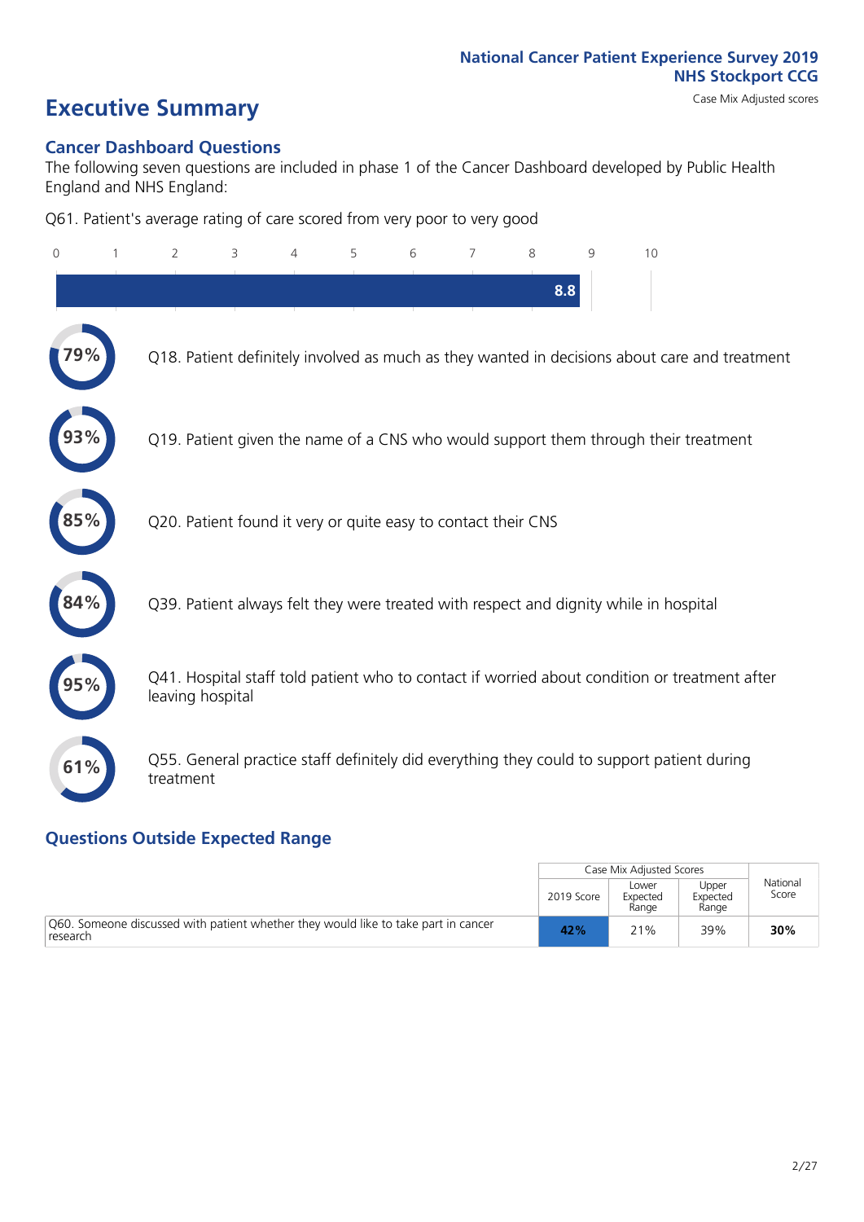# Executive Summary

## Cancer Dashboard Questions

The following seven questions are included in phase 1 of the Cancer Dashboard developed by Public Health England and NHS England:

Q61. Patient's average rating of care scored from very poor to very good

0 1 2 3 4 5 6 7 8 9 10

**8.8**

**79%** Q18. Patient definitely involved as much as they wanted in decisions about care and treatment

**93%** Q19. Patient given the name of a CNS who would support them through their treatment

**85%** Q20. Patient found it very or quite easy to contact their CNS

**84%** Q39. Patient always felt they were treated with respect and dignity while in hospital

**95%** Q41. Hospital staff told patient who to contact if worried about condition or treatment after leaving hospital

**61%** Q55. General practice staff definitely did everything they could to support patient during treatment

## Questions Outside Expected Range

| | Case Mix Adjusted Scores | | | National Score |
|---|---|---|---|---|
| | 2019 Score | Lower Expected Range | Upper Expected Range | |
| Q60. Someone discussed with patient whether they would like to take part in cancer research | **42%** | 21% | 39% | **30%** |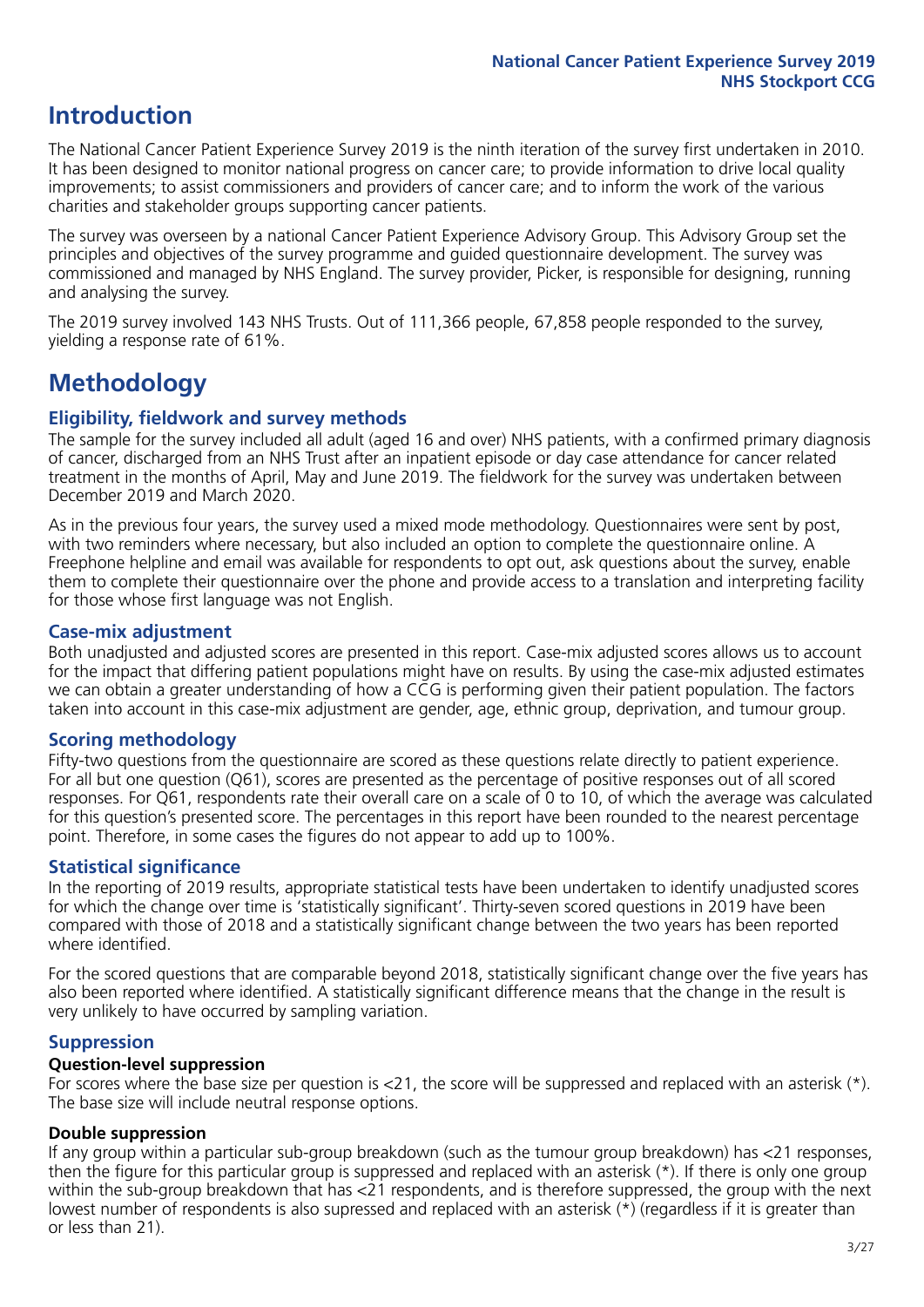# Introduction

The National Cancer Patient Experience Survey 2019 is the ninth iteration of the survey first undertaken in 2010. It has been designed to monitor national progress on cancer care; to provide information to drive local quality improvements; to assist commissioners and providers of cancer care; and to inform the work of the various charities and stakeholder groups supporting cancer patients.

The survey was overseen by a national Cancer Patient Experience Advisory Group. This Advisory Group set the principles and objectives of the survey programme and guided questionnaire development. The survey was commissioned and managed by NHS England. The survey provider, Picker, is responsible for designing, running and analysing the survey.

The 2019 survey involved 143 NHS Trusts. Out of 111,366 people, 67,858 people responded to the survey, yielding a response rate of 61%.

# Methodology

## Eligibility, fieldwork and survey methods

The sample for the survey included all adult (aged 16 and over) NHS patients, with a confirmed primary diagnosis of cancer, discharged from an NHS Trust after an inpatient episode or day case attendance for cancer related treatment in the months of April, May and June 2019. The fieldwork for the survey was undertaken between December 2019 and March 2020.

As in the previous four years, the survey used a mixed mode methodology. Questionnaires were sent by post, with two reminders where necessary, but also included an option to complete the questionnaire online. A Freephone helpline and email was available for respondents to opt out, ask questions about the survey, enable them to complete their questionnaire over the phone and provide access to a translation and interpreting facility for those whose first language was not English.

## Case-mix adjustment

Both unadjusted and adjusted scores are presented in this report. Case-mix adjusted scores allows us to account for the impact that differing patient populations might have on results. By using the case-mix adjusted estimates we can obtain a greater understanding of how a CCG is performing given their patient population. The factors taken into account in this case-mix adjustment are gender, age, ethnic group, deprivation, and tumour group.

## Scoring methodology

Fifty-two questions from the questionnaire are scored as these questions relate directly to patient experience. For all but one question (Q61), scores are presented as the percentage of positive responses out of all scored responses. For Q61, respondents rate their overall care on a scale of 0 to 10, of which the average was calculated for this question's presented score. The percentages in this report have been rounded to the nearest percentage point. Therefore, in some cases the figures do not appear to add up to 100%.

## Statistical significance

In the reporting of 2019 results, appropriate statistical tests have been undertaken to identify unadjusted scores for which the change over time is 'statistically significant'. Thirty-seven scored questions in 2019 have been compared with those of 2018 and a statistically significant change between the two years has been reported where identified.

For the scored questions that are comparable beyond 2018, statistically significant change over the five years has also been reported where identified. A statistically significant difference means that the change in the result is very unlikely to have occurred by sampling variation.

## Suppression

### Question-level suppression

For scores where the base size per question is <21, the score will be suppressed and replaced with an asterisk (*). The base size will include neutral response options.

### Double suppression

If any group within a particular sub-group breakdown (such as the tumour group breakdown) has <21 responses, then the figure for this particular group is suppressed and replaced with an asterisk (*). If there is only one group within the sub-group breakdown that has <21 respondents, and is therefore suppressed, the group with the next lowest number of respondents is also supressed and replaced with an asterisk (*) (regardless if it is greater than or less than 21).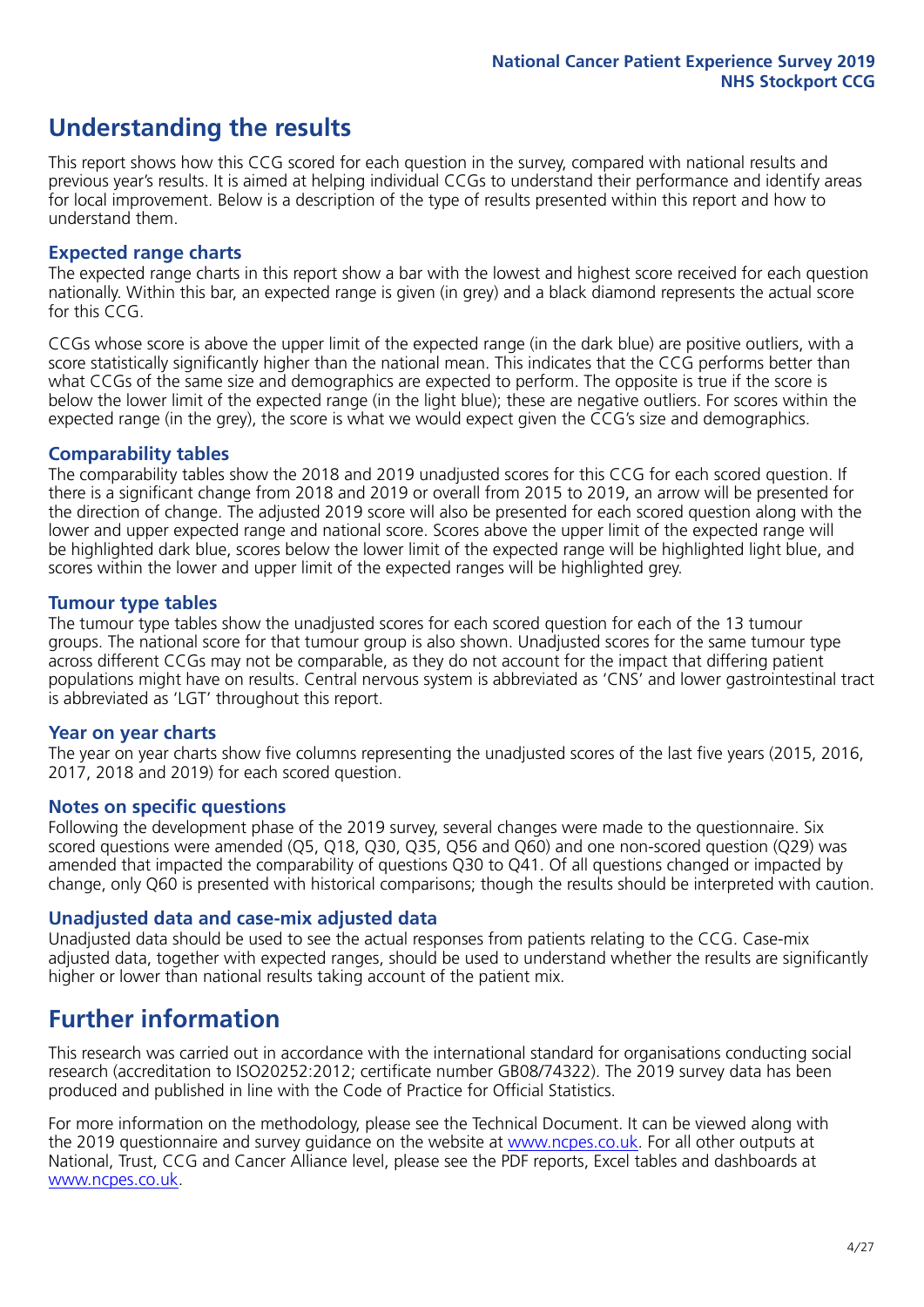# Understanding the results

This report shows how this CCG scored for each question in the survey, compared with national results and previous year's results. It is aimed at helping individual CCGs to understand their performance and identify areas for local improvement. Below is a description of the type of results presented within this report and how to understand them.

## Expected range charts

The expected range charts in this report show a bar with the lowest and highest score received for each question nationally. Within this bar, an expected range is given (in grey) and a black diamond represents the actual score for this CCG.

CCGs whose score is above the upper limit of the expected range (in the dark blue) are positive outliers, with a score statistically significantly higher than the national mean. This indicates that the CCG performs better than what CCGs of the same size and demographics are expected to perform. The opposite is true if the score is below the lower limit of the expected range (in the light blue); these are negative outliers. For scores within the expected range (in the grey), the score is what we would expect given the CCG's size and demographics.

## Comparability tables

The comparability tables show the 2018 and 2019 unadjusted scores for this CCG for each scored question. If there is a significant change from 2018 and 2019 or overall from 2015 to 2019, an arrow will be presented for the direction of change. The adjusted 2019 score will also be presented for each scored question along with the lower and upper expected range and national score. Scores above the upper limit of the expected range will be highlighted dark blue, scores below the lower limit of the expected range will be highlighted light blue, and scores within the lower and upper limit of the expected ranges will be highlighted grey.

## Tumour type tables

The tumour type tables show the unadjusted scores for each scored question for each of the 13 tumour groups. The national score for that tumour group is also shown. Unadjusted scores for the same tumour type across different CCGs may not be comparable, as they do not account for the impact that differing patient populations might have on results. Central nervous system is abbreviated as 'CNS' and lower gastrointestinal tract is abbreviated as 'LGT' throughout this report.

## Year on year charts

The year on year charts show five columns representing the unadjusted scores of the last five years (2015, 2016, 2017, 2018 and 2019) for each scored question.

## Notes on specific questions

Following the development phase of the 2019 survey, several changes were made to the questionnaire. Six scored questions were amended (Q5, Q18, Q30, Q35, Q56 and Q60) and one non-scored question (Q29) was amended that impacted the comparability of questions Q30 to Q41. Of all questions changed or impacted by change, only Q60 is presented with historical comparisons; though the results should be interpreted with caution.

## Unadjusted data and case-mix adjusted data

Unadjusted data should be used to see the actual responses from patients relating to the CCG. Case-mix adjusted data, together with expected ranges, should be used to understand whether the results are significantly higher or lower than national results taking account of the patient mix.

# Further information

This research was carried out in accordance with the international standard for organisations conducting social research (accreditation to ISO20252:2012; certificate number GB08/74322). The 2019 survey data has been produced and published in line with the Code of Practice for Official Statistics.

For more information on the methodology, please see the Technical Document. It can be viewed along with the 2019 questionnaire and survey guidance on the website at www.ncpes.co.uk. For all other outputs at National, Trust, CCG and Cancer Alliance level, please see the PDF reports, Excel tables and dashboards at www.ncpes.co.uk.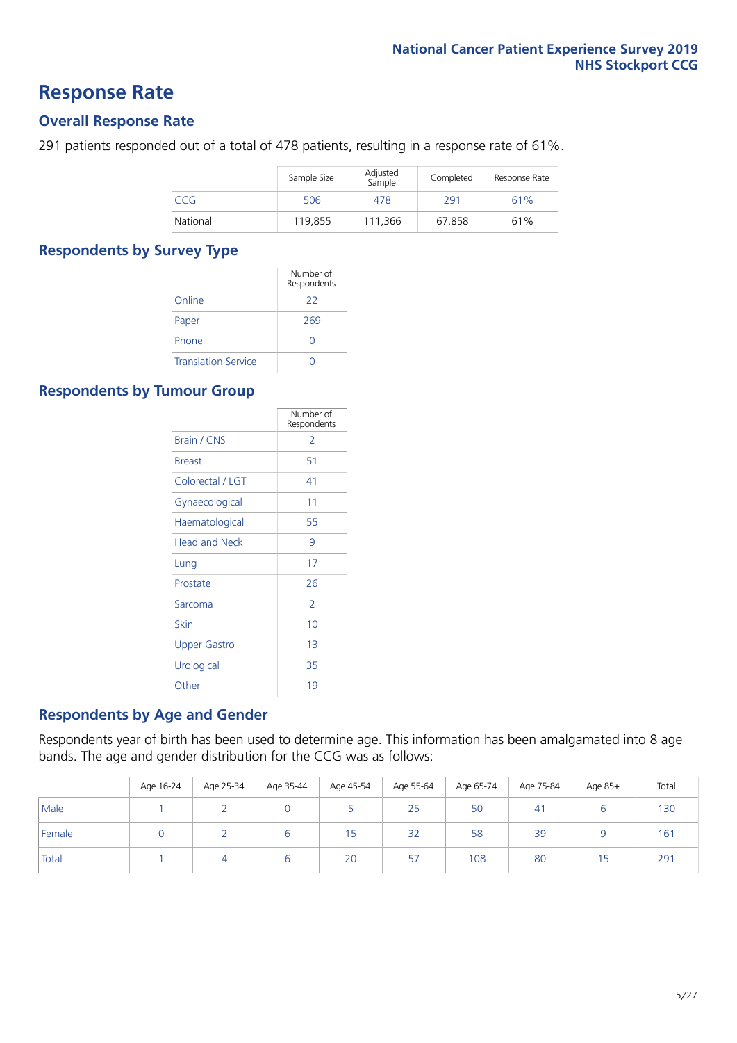# Response Rate

## Overall Response Rate

291 patients responded out of a total of 478 patients, resulting in a response rate of 61%.

| | Sample Size | Adjusted Sample | Completed | Response Rate |
|---|---|---|---|---|
| CCG | 506 | 478 | 291 | 61% |
| National | 119,855 | 111,366 | 67,858 | 61% |

## Respondents by Survey Type

| | Number of Respondents |
|---|---|
| Online | 22 |
| Paper | 269 |
| Phone | 0 |
| Translation Service | 0 |

## Respondents by Tumour Group

| | Number of Respondents |
|---|---|
| Brain / CNS | 2 |
| Breast | 51 |
| Colorectal / LGT | 41 |
| Gynaecological | 11 |
| Haematological | 55 |
| Head and Neck | 9 |
| Lung | 17 |
| Prostate | 26 |
| Sarcoma | 2 |
| Skin | 10 |
| Upper Gastro | 13 |
| Urological | 35 |
| Other | 19 |

## Respondents by Age and Gender

Respondents year of birth has been used to determine age. This information has been amalgamated into 8 age bands. The age and gender distribution for the CCG was as follows:

| | Age 16-24 | Age 25-34 | Age 35-44 | Age 45-54 | Age 55-64 | Age 65-74 | Age 75-84 | Age 85+ | Total |
|---|---|---|---|---|---|---|---|---|---|
| Male | 1 | 2 | 0 | 5 | 25 | 50 | 41 | 6 | 130 |
| Female | 0 | 2 | 6 | 15 | 32 | 58 | 39 | 9 | 161 |
| Total | 1 | 4 | 6 | 20 | 57 | 108 | 80 | 15 | 291 |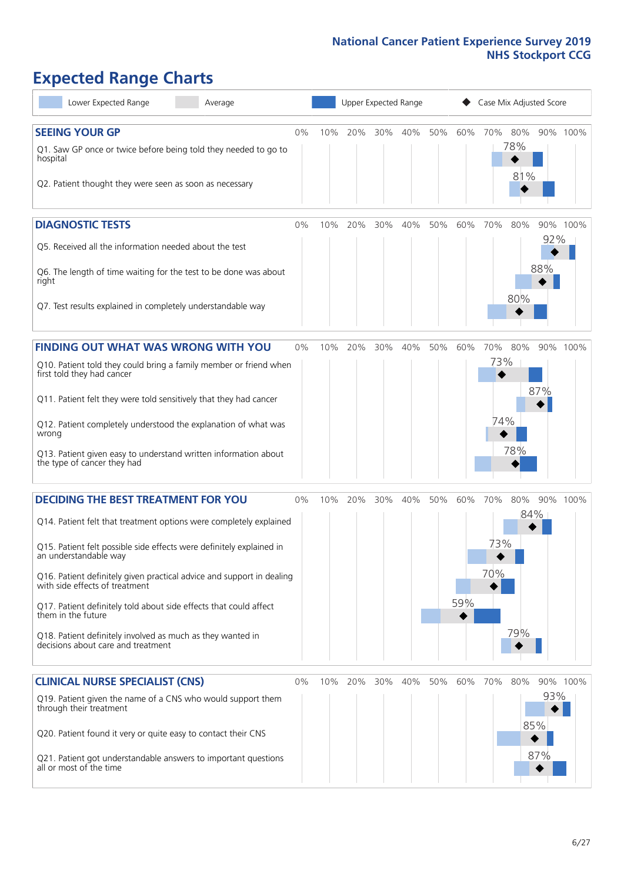# Expected Range Charts

Lower Expected Range | Average | Upper Expected Range | Case Mix Adjusted Score

## SEEING YOUR GP

| Question | Case Mix Adjusted Score |
|---|---|
| Q1. Saw GP once or twice before being told they needed to go to hospital | 78% |
| Q2. Patient thought they were seen as soon as necessary | 81% |

## DIAGNOSTIC TESTS

| Question | Case Mix Adjusted Score |
|---|---|
| Q5. Received all the information needed about the test | 92% |
| Q6. The length of time waiting for the test to be done was about right | 88% |
| Q7. Test results explained in completely understandable way | 80% |

## FINDING OUT WHAT WAS WRONG WITH YOU

| Question | Case Mix Adjusted Score |
|---|---|
| Q10. Patient told they could bring a family member or friend when first told they had cancer | 73% |
| Q11. Patient felt they were told sensitively that they had cancer | 87% |
| Q12. Patient completely understood the explanation of what was wrong | 74% |
| Q13. Patient given easy to understand written information about the type of cancer they had | 78% |

## DECIDING THE BEST TREATMENT FOR YOU

| Question | Case Mix Adjusted Score |
|---|---|
| Q14. Patient felt that treatment options were completely explained | 84% |
| Q15. Patient felt possible side effects were definitely explained in an understandable way | 73% |
| Q16. Patient definitely given practical advice and support in dealing with side effects of treatment | 70% |
| Q17. Patient definitely told about side effects that could affect them in the future | 59% |
| Q18. Patient definitely involved as much as they wanted in decisions about care and treatment | 79% |

## CLINICAL NURSE SPECIALIST (CNS)

| Question | Case Mix Adjusted Score |
|---|---|
| Q19. Patient given the name of a CNS who would support them through their treatment | 93% |
| Q20. Patient found it very or quite easy to contact their CNS | 85% |
| Q21. Patient got understandable answers to important questions all or most of the time | 87% |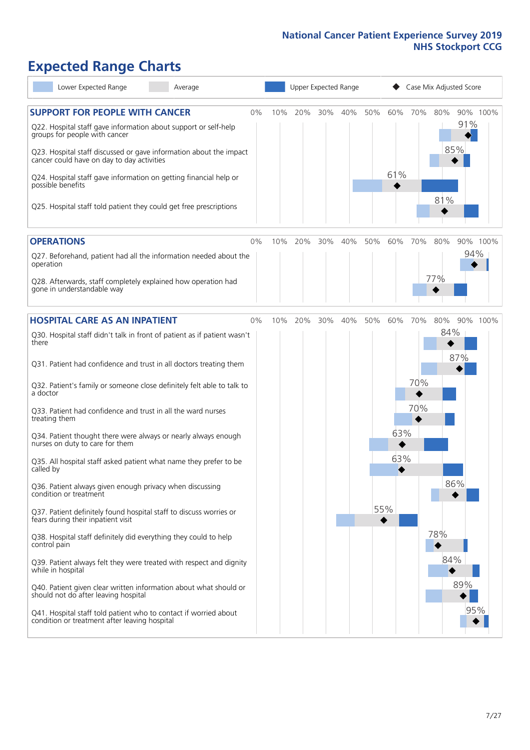# Expected Range Charts

Legend: Lower Expected Range | Average | Upper Expected Range | ◆ Case Mix Adjusted Score

## SUPPORT FOR PEOPLE WITH CANCER

| Question | Case Mix Adjusted Score |
|---|---|
| Q22. Hospital staff gave information about support or self-help groups for people with cancer | 91% |
| Q23. Hospital staff discussed or gave information about the impact cancer could have on day to day activities | 85% |
| Q24. Hospital staff gave information on getting financial help or possible benefits | 61% |
| Q25. Hospital staff told patient they could get free prescriptions | 81% |

## OPERATIONS

| Question | Case Mix Adjusted Score |
|---|---|
| Q27. Beforehand, patient had all the information needed about the operation | 94% |
| Q28. Afterwards, staff completely explained how operation had gone in understandable way | 77% |

## HOSPITAL CARE AS AN INPATIENT

| Question | Case Mix Adjusted Score |
|---|---|
| Q30. Hospital staff didn't talk in front of patient as if patient wasn't there | 84% |
| Q31. Patient had confidence and trust in all doctors treating them | 87% |
| Q32. Patient's family or someone close definitely felt able to talk to a doctor | 70% |
| Q33. Patient had confidence and trust in all the ward nurses treating them | 70% |
| Q34. Patient thought there were always or nearly always enough nurses on duty to care for them | 63% |
| Q35. All hospital staff asked patient what name they prefer to be called by | 63% |
| Q36. Patient always given enough privacy when discussing condition or treatment | 86% |
| Q37. Patient definitely found hospital staff to discuss worries or fears during their inpatient visit | 55% |
| Q38. Hospital staff definitely did everything they could to help control pain | 78% |
| Q39. Patient always felt they were treated with respect and dignity while in hospital | 84% |
| Q40. Patient given clear written information about what should or should not do after leaving hospital | 89% |
| Q41. Hospital staff told patient who to contact if worried about condition or treatment after leaving hospital | 95% |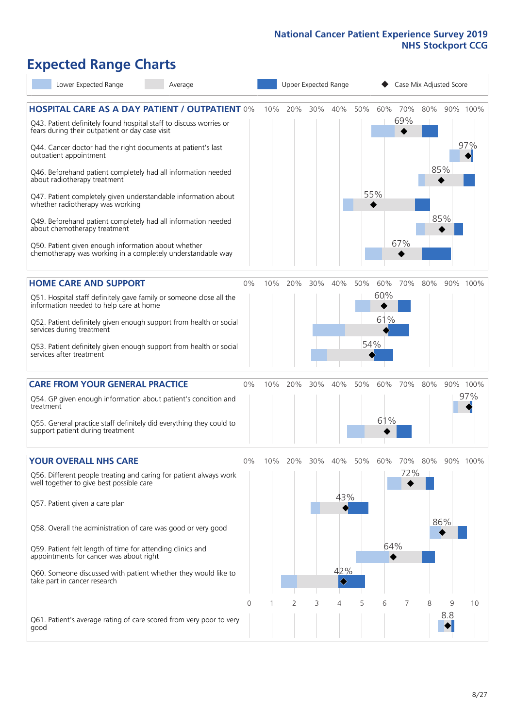# Expected Range Charts

Lower Expected Range | Average | Upper Expected Range | ◆ Case Mix Adjusted Score

## HOSPITAL CARE AS A DAY PATIENT / OUTPATIENT

| Question | Case Mix Adjusted Score |
|---|---|
| Q43. Patient definitely found hospital staff to discuss worries or fears during their outpatient or day case visit | 69% |
| Q44. Cancer doctor had the right documents at patient's last outpatient appointment | 97% |
| Q46. Beforehand patient completely had all information needed about radiotherapy treatment | 85% |
| Q47. Patient completely given understandable information about whether radiotherapy treatment was working | 55% |
| Q49. Beforehand patient completely had all information needed about chemotherapy treatment | 85% |
| Q50. Patient given enough information about whether chemotherapy was working in a completely understandable way | 67% |

## HOME CARE AND SUPPORT

| Question | Case Mix Adjusted Score |
|---|---|
| Q51. Hospital staff definitely gave family or someone close all the information needed to help care at home | 60% |
| Q52. Patient definitely given enough support from health or social services during treatment | 61% |
| Q53. Patient definitely given enough support from health or social services after treatment | 54% |

## CARE FROM YOUR GENERAL PRACTICE

| Question | Case Mix Adjusted Score |
|---|---|
| Q54. GP given enough information about patient's condition and treatment | 97% |
| Q55. General practice staff definitely did everything they could to support patient during treatment | 61% |

## YOUR OVERALL NHS CARE

| Question | Case Mix Adjusted Score |
|---|---|
| Q56. Different people treating and caring for patient always work well together to give best possible care | 72% |
| Q57. Patient given a care plan | 43% |
| Q58. Overall the administration of care was good or very good | 86% |
| Q59. Patient felt length of time for attending clinics and appointments for cancer was about right | 64% |
| Q60. Someone discussed with patient whether they would like to take part in cancer research | 42% |
| Q61. Patient's average rating of care scored from very poor to very good (scale 0–10) | 8.8 |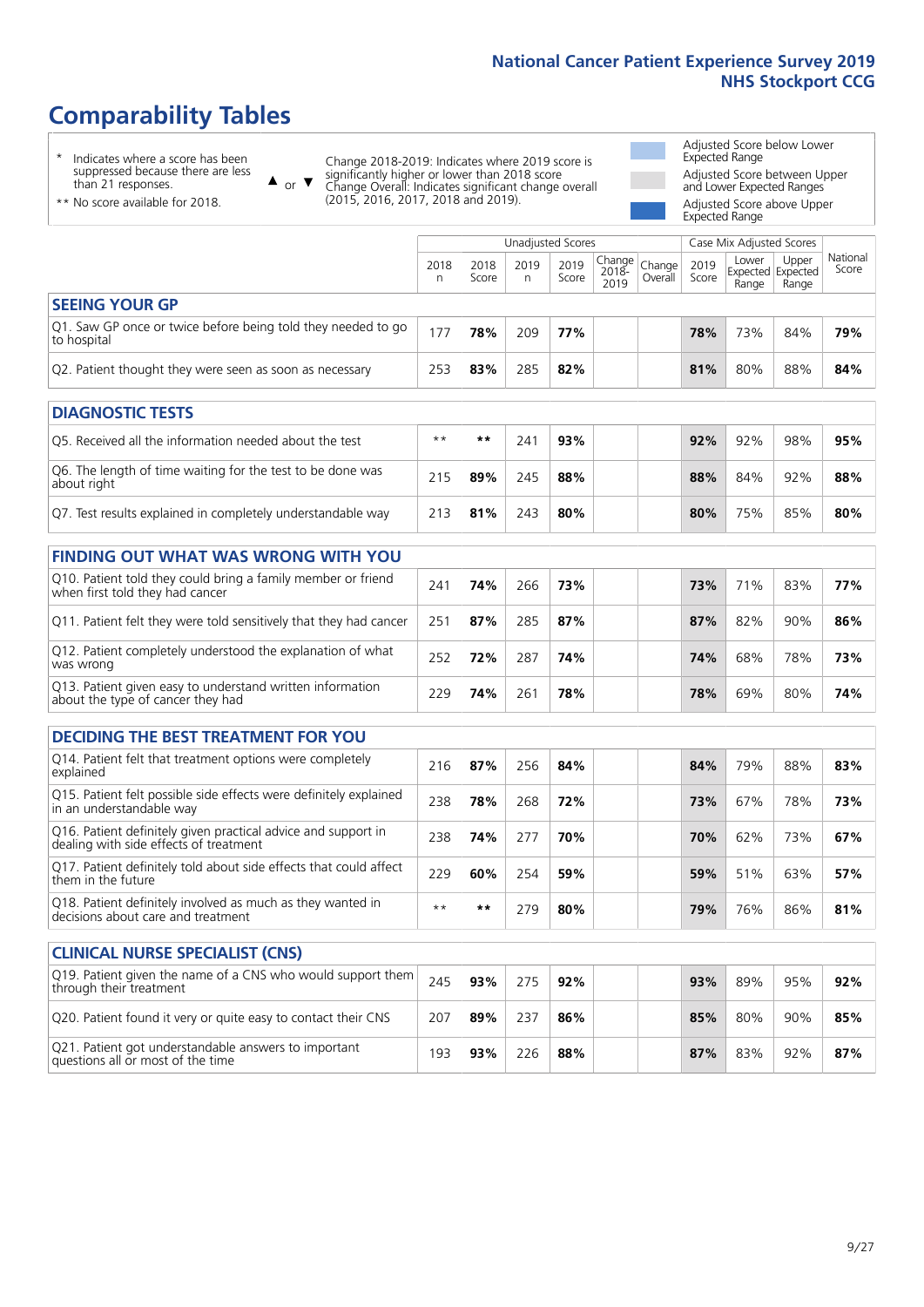# Comparability Tables

\* Indicates where a score has been suppressed because there are less than 21 responses.

\*\* No score available for 2018.

▲ or ▼ Change 2018-2019: Indicates where 2019 score is significantly higher or lower than 2018 score. Change Overall: Indicates significant change overall (2015, 2016, 2017, 2018 and 2019).

Adjusted Score below Lower Expected Range

Adjusted Score between Upper and Lower Expected Ranges

Adjusted Score above Upper Expected Range

| | Unadjusted Scores | | | | | | Case Mix Adjusted Scores | | | |
|---|---|---|---|---|---|---|---|---|---|---|
| | 2018 n | 2018 Score | 2019 n | 2019 Score | Change 2018-2019 | Change Overall | 2019 Score | Lower Expected Range | Upper Expected Range | National Score |
| **SEEING YOUR GP** | | | | | | | | | | |
| Q1. Saw GP once or twice before being told they needed to go to hospital | 177 | **78%** | 209 | **77%** | | | **78%** | 73% | 84% | **79%** |
| Q2. Patient thought they were seen as soon as necessary | 253 | **83%** | 285 | **82%** | | | **81%** | 80% | 88% | **84%** |
| **DIAGNOSTIC TESTS** | | | | | | | | | | |
| Q5. Received all the information needed about the test | ** | ** | 241 | **93%** | | | **92%** | 92% | 98% | **95%** |
| Q6. The length of time waiting for the test to be done was about right | 215 | **89%** | 245 | **88%** | | | **88%** | 84% | 92% | **88%** |
| Q7. Test results explained in completely understandable way | 213 | **81%** | 243 | **80%** | | | **80%** | 75% | 85% | **80%** |
| **FINDING OUT WHAT WAS WRONG WITH YOU** | | | | | | | | | | |
| Q10. Patient told they could bring a family member or friend when first told they had cancer | 241 | **74%** | 266 | **73%** | | | **73%** | 71% | 83% | **77%** |
| Q11. Patient felt they were told sensitively that they had cancer | 251 | **87%** | 285 | **87%** | | | **87%** | 82% | 90% | **86%** |
| Q12. Patient completely understood the explanation of what was wrong | 252 | **72%** | 287 | **74%** | | | **74%** | 68% | 78% | **73%** |
| Q13. Patient given easy to understand written information about the type of cancer they had | 229 | **74%** | 261 | **78%** | | | **78%** | 69% | 80% | **74%** |
| **DECIDING THE BEST TREATMENT FOR YOU** | | | | | | | | | | |
| Q14. Patient felt that treatment options were completely explained | 216 | **87%** | 256 | **84%** | | | **84%** | 79% | 88% | **83%** |
| Q15. Patient felt possible side effects were definitely explained in an understandable way | 238 | **78%** | 268 | **72%** | | | **73%** | 67% | 78% | **73%** |
| Q16. Patient definitely given practical advice and support in dealing with side effects of treatment | 238 | **74%** | 277 | **70%** | | | **70%** | 62% | 73% | **67%** |
| Q17. Patient definitely told about side effects that could affect them in the future | 229 | **60%** | 254 | **59%** | | | **59%** | 51% | 63% | **57%** |
| Q18. Patient definitely involved as much as they wanted in decisions about care and treatment | ** | ** | 279 | **80%** | | | **79%** | 76% | 86% | **81%** |
| **CLINICAL NURSE SPECIALIST (CNS)** | | | | | | | | | | |
| Q19. Patient given the name of a CNS who would support them through their treatment | 245 | **93%** | 275 | **92%** | | | **93%** | 89% | 95% | **92%** |
| Q20. Patient found it very or quite easy to contact their CNS | 207 | **89%** | 237 | **86%** | | | **85%** | 80% | 90% | **85%** |
| Q21. Patient got understandable answers to important questions all or most of the time | 193 | **93%** | 226 | **88%** | | | **87%** | 83% | 92% | **87%** |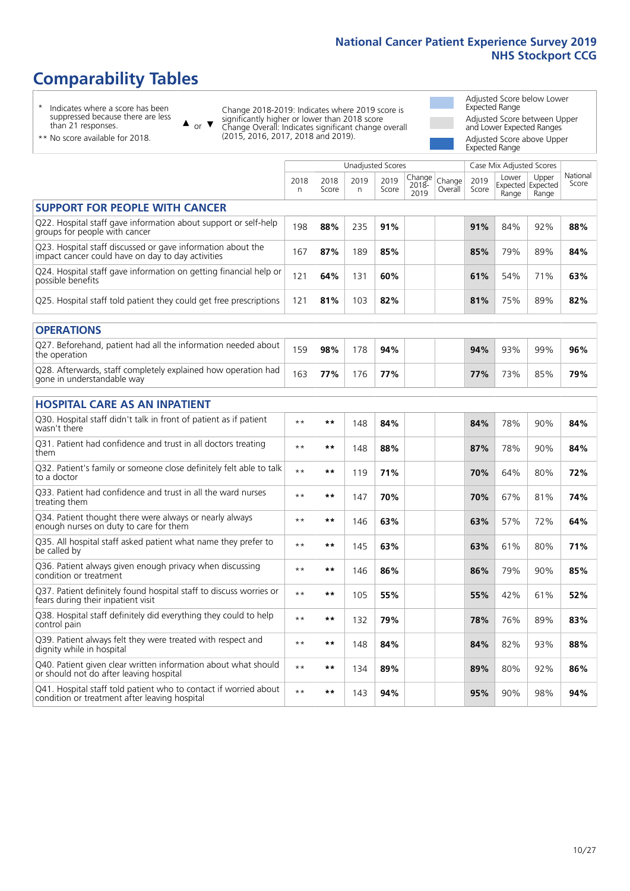# Comparability Tables

\* Indicates where a score has been suppressed because there are less than 21 responses.

\*\* No score available for 2018.

▲ or ▼ Change 2018-2019: Indicates where 2019 score is significantly higher or lower than 2018 score. Change Overall: Indicates significant change overall (2015, 2016, 2017, 2018 and 2019).

Adjusted Score below Lower Expected Range

Adjusted Score between Upper and Lower Expected Ranges

Adjusted Score above Upper Expected Range

| | Unadjusted Scores | | | | | | Case Mix Adjusted Scores | | | |
|---|---|---|---|---|---|---|---|---|---|---|
| | 2018 n | 2018 Score | 2019 n | 2019 Score | Change 2018-2019 | Change Overall | 2019 Score | Lower Expected Range | Upper Expected Range | National Score |
| **SUPPORT FOR PEOPLE WITH CANCER** | | | | | | | | | | |
| Q22. Hospital staff gave information about support or self-help groups for people with cancer | 198 | **88%** | 235 | **91%** | | | **91%** | 84% | 92% | **88%** |
| Q23. Hospital staff discussed or gave information about the impact cancer could have on day to day activities | 167 | **87%** | 189 | **85%** | | | **85%** | 79% | 89% | **84%** |
| Q24. Hospital staff gave information on getting financial help or possible benefits | 121 | **64%** | 131 | **60%** | | | **61%** | 54% | 71% | **63%** |
| Q25. Hospital staff told patient they could get free prescriptions | 121 | **81%** | 103 | **82%** | | | **81%** | 75% | 89% | **82%** |
| **OPERATIONS** | | | | | | | | | | |
| Q27. Beforehand, patient had all the information needed about the operation | 159 | **98%** | 178 | **94%** | | | **94%** | 93% | 99% | **96%** |
| Q28. Afterwards, staff completely explained how operation had gone in understandable way | 163 | **77%** | 176 | **77%** | | | **77%** | 73% | 85% | **79%** |
| **HOSPITAL CARE AS AN INPATIENT** | | | | | | | | | | |
| Q30. Hospital staff didn't talk in front of patient as if patient wasn't there | ** | ** | 148 | **84%** | | | **84%** | 78% | 90% | **84%** |
| Q31. Patient had confidence and trust in all doctors treating them | ** | ** | 148 | **88%** | | | **87%** | 78% | 90% | **84%** |
| Q32. Patient's family or someone close definitely felt able to talk to a doctor | ** | ** | 119 | **71%** | | | **70%** | 64% | 80% | **72%** |
| Q33. Patient had confidence and trust in all the ward nurses treating them | ** | ** | 147 | **70%** | | | **70%** | 67% | 81% | **74%** |
| Q34. Patient thought there were always or nearly always enough nurses on duty to care for them | ** | ** | 146 | **63%** | | | **63%** | 57% | 72% | **64%** |
| Q35. All hospital staff asked patient what name they prefer to be called by | ** | ** | 145 | **63%** | | | **63%** | 61% | 80% | **71%** |
| Q36. Patient always given enough privacy when discussing condition or treatment | ** | ** | 146 | **86%** | | | **86%** | 79% | 90% | **85%** |
| Q37. Patient definitely found hospital staff to discuss worries or fears during their inpatient visit | ** | ** | 105 | **55%** | | | **55%** | 42% | 61% | **52%** |
| Q38. Hospital staff definitely did everything they could to help control pain | ** | ** | 132 | **79%** | | | **78%** | 76% | 89% | **83%** |
| Q39. Patient always felt they were treated with respect and dignity while in hospital | ** | ** | 148 | **84%** | | | **84%** | 82% | 93% | **88%** |
| Q40. Patient given clear written information about what should or should not do after leaving hospital | ** | ** | 134 | **89%** | | | **89%** | 80% | 92% | **86%** |
| Q41. Hospital staff told patient who to contact if worried about condition or treatment after leaving hospital | ** | ** | 143 | **94%** | | | **95%** | 90% | 98% | **94%** |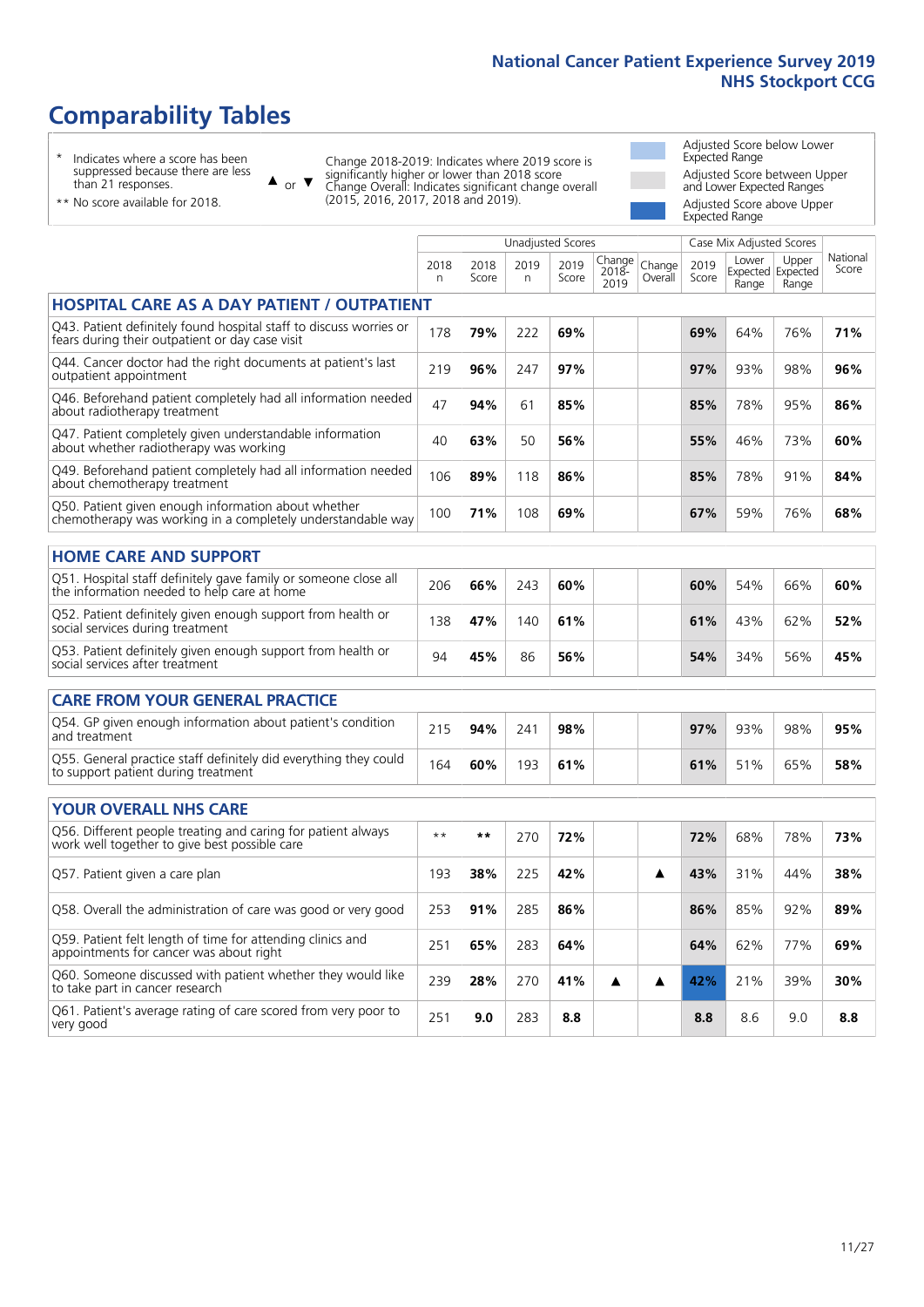National Cancer Patient Experience Survey 2019
NHS Stockport CCG

# Comparability Tables

\* Indicates where a score has been suppressed because there are less than 21 responses.

\*\* No score available for 2018.

▲ or ▼ Change 2018-2019: Indicates where 2019 score is significantly higher or lower than 2018 score. Change Overall: Indicates significant change overall (2015, 2016, 2017, 2018 and 2019).

Adjusted Score below Lower Expected Range

Adjusted Score between Upper and Lower Expected Ranges

Adjusted Score above Upper Expected Range

| | Unadjusted Scores | | | | | | Case Mix Adjusted Scores | | | |
|---|---|---|---|---|---|---|---|---|---|---|
| | 2018 n | 2018 Score | 2019 n | 2019 Score | Change 2018-2019 | Change Overall | 2019 Score | Lower Expected Range | Upper Expected Range | National Score |
| **HOSPITAL CARE AS A DAY PATIENT / OUTPATIENT** | | | | | | | | | | |
| Q43. Patient definitely found hospital staff to discuss worries or fears during their outpatient or day case visit | 178 | **79%** | 222 | **69%** | | | **69%** | 64% | 76% | **71%** |
| Q44. Cancer doctor had the right documents at patient's last outpatient appointment | 219 | **96%** | 247 | **97%** | | | **97%** | 93% | 98% | **96%** |
| Q46. Beforehand patient completely had all information needed about radiotherapy treatment | 47 | **94%** | 61 | **85%** | | | **85%** | 78% | 95% | **86%** |
| Q47. Patient completely given understandable information about whether radiotherapy was working | 40 | **63%** | 50 | **56%** | | | **55%** | 46% | 73% | **60%** |
| Q49. Beforehand patient completely had all information needed about chemotherapy treatment | 106 | **89%** | 118 | **86%** | | | **85%** | 78% | 91% | **84%** |
| Q50. Patient given enough information about whether chemotherapy was working in a completely understandable way | 100 | **71%** | 108 | **69%** | | | **67%** | 59% | 76% | **68%** |
| **HOME CARE AND SUPPORT** | | | | | | | | | | |
| Q51. Hospital staff definitely gave family or someone close all the information needed to help care at home | 206 | **66%** | 243 | **60%** | | | **60%** | 54% | 66% | **60%** |
| Q52. Patient definitely given enough support from health or social services during treatment | 138 | **47%** | 140 | **61%** | | | **61%** | 43% | 62% | **52%** |
| Q53. Patient definitely given enough support from health or social services after treatment | 94 | **45%** | 86 | **56%** | | | **54%** | 34% | 56% | **45%** |
| **CARE FROM YOUR GENERAL PRACTICE** | | | | | | | | | | |
| Q54. GP given enough information about patient's condition and treatment | 215 | **94%** | 241 | **98%** | | | **97%** | 93% | 98% | **95%** |
| Q55. General practice staff definitely did everything they could to support patient during treatment | 164 | **60%** | 193 | **61%** | | | **61%** | 51% | 65% | **58%** |
| **YOUR OVERALL NHS CARE** | | | | | | | | | | |
| Q56. Different people treating and caring for patient always work well together to give best possible care | ** | ** | 270 | **72%** | | | **72%** | 68% | 78% | **73%** |
| Q57. Patient given a care plan | 193 | **38%** | 225 | **42%** | | ▲ | **43%** | 31% | 44% | **38%** |
| Q58. Overall the administration of care was good or very good | 253 | **91%** | 285 | **86%** | | | **86%** | 85% | 92% | **89%** |
| Q59. Patient felt length of time for attending clinics and appointments for cancer was about right | 251 | **65%** | 283 | **64%** | | | **64%** | 62% | 77% | **69%** |
| Q60. Someone discussed with patient whether they would like to take part in cancer research | 239 | **28%** | 270 | **41%** | ▲ | ▲ | **42%** | 21% | 39% | **30%** |
| Q61. Patient's average rating of care scored from very poor to very good | 251 | **9.0** | 283 | **8.8** | | | **8.8** | 8.6 | 9.0 | **8.8** |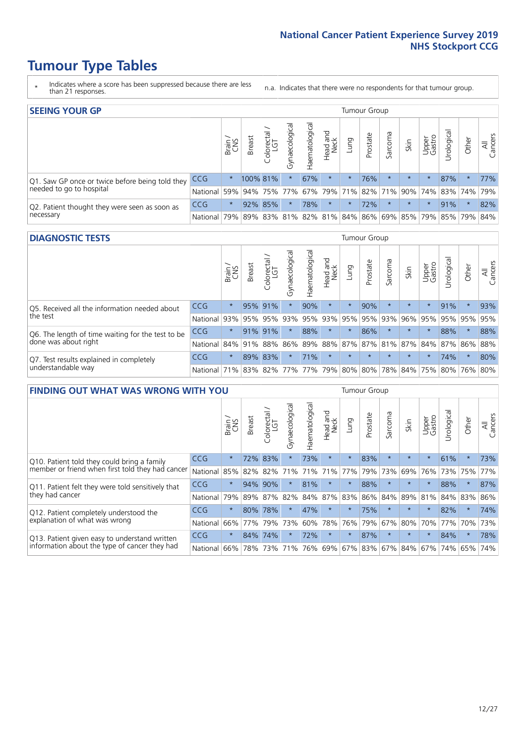# Tumour Type Tables

\* Indicates where a score has been suppressed because there are less than 21 responses.

n.a. Indicates that there were no respondents for that tumour group.

## SEEING YOUR GP

| | | Brain / CNS | Breast | Colorectal / LGT | Gynaecological | Haematological | Head and Neck | Lung | Prostate | Sarcoma | Skin | Upper Gastro | Urological | Other | All Cancers |
|---|---|---|---|---|---|---|---|---|---|---|---|---|---|---|---|
| Q1. Saw GP once or twice before being told they needed to go to hospital | CCG | * | 100% | 81% | * | 67% | * | * | 76% | * | * | * | 87% | * | 77% |
| | National | 59% | 94% | 75% | 77% | 67% | 79% | 71% | 82% | 71% | 90% | 74% | 83% | 74% | 79% |
| Q2. Patient thought they were seen as soon as necessary | CCG | * | 92% | 85% | * | 78% | * | * | 72% | * | * | * | 91% | * | 82% |
| | National | 79% | 89% | 83% | 81% | 82% | 81% | 84% | 86% | 69% | 85% | 79% | 85% | 79% | 84% |

## DIAGNOSTIC TESTS

| | | Brain / CNS | Breast | Colorectal / LGT | Gynaecological | Haematological | Head and Neck | Lung | Prostate | Sarcoma | Skin | Upper Gastro | Urological | Other | All Cancers |
|---|---|---|---|---|---|---|---|---|---|---|---|---|---|---|---|
| Q5. Received all the information needed about the test | CCG | * | 95% | 91% | * | 90% | * | * | 90% | * | * | * | 91% | * | 93% |
| | National | 93% | 95% | 95% | 93% | 95% | 93% | 95% | 95% | 93% | 96% | 95% | 95% | 95% | 95% |
| Q6. The length of time waiting for the test to be done was about right | CCG | * | 91% | 91% | * | 88% | * | * | 86% | * | * | * | 88% | * | 88% |
| | National | 84% | 91% | 88% | 86% | 89% | 88% | 87% | 87% | 81% | 87% | 84% | 87% | 86% | 88% |
| Q7. Test results explained in completely understandable way | CCG | * | 89% | 83% | * | 71% | * | * | * | * | * | * | 74% | * | 80% |
| | National | 71% | 83% | 82% | 77% | 77% | 79% | 80% | 80% | 78% | 84% | 75% | 80% | 76% | 80% |

## FINDING OUT WHAT WAS WRONG WITH YOU

| | | Brain / CNS | Breast | Colorectal / LGT | Gynaecological | Haematological | Head and Neck | Lung | Prostate | Sarcoma | Skin | Upper Gastro | Urological | Other | All Cancers |
|---|---|---|---|---|---|---|---|---|---|---|---|---|---|---|---|
| Q10. Patient told they could bring a family member or friend when first told they had cancer | CCG | * | 72% | 83% | * | 73% | * | * | 83% | * | * | * | 61% | * | 73% |
| | National | 85% | 82% | 82% | 71% | 71% | 71% | 77% | 79% | 73% | 69% | 76% | 73% | 75% | 77% |
| Q11. Patient felt they were told sensitively that they had cancer | CCG | * | 94% | 90% | * | 81% | * | * | 88% | * | * | * | 88% | * | 87% |
| | National | 79% | 89% | 87% | 82% | 84% | 87% | 83% | 86% | 84% | 89% | 81% | 84% | 83% | 86% |
| Q12. Patient completely understood the explanation of what was wrong | CCG | * | 80% | 78% | * | 47% | * | * | 75% | * | * | * | 82% | * | 74% |
| | National | 66% | 77% | 79% | 73% | 60% | 78% | 76% | 79% | 67% | 80% | 70% | 77% | 70% | 73% |
| Q13. Patient given easy to understand written information about the type of cancer they had | CCG | * | 84% | 74% | * | 72% | * | * | 87% | * | * | * | 84% | * | 78% |
| | National | 66% | 78% | 73% | 71% | 76% | 69% | 67% | 83% | 67% | 84% | 67% | 74% | 65% | 74% |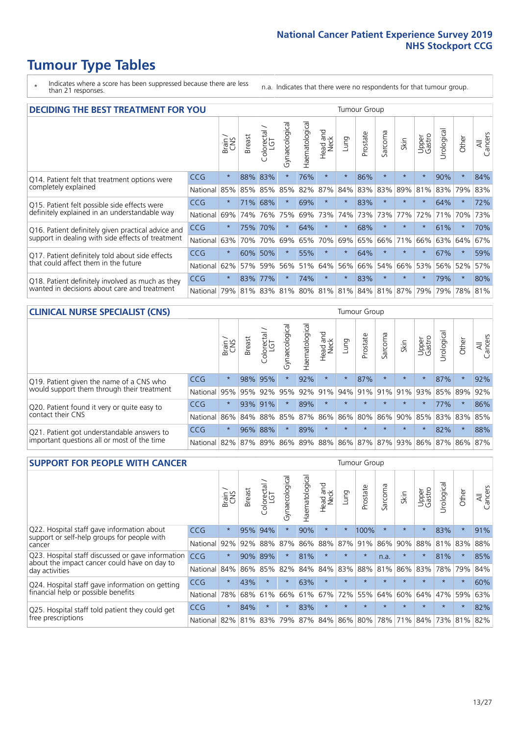# Tumour Type Tables

\* Indicates where a score has been suppressed because there are less than 21 responses.

n.a. Indicates that there were no respondents for that tumour group.

## DECIDING THE BEST TREATMENT FOR YOU

| | | Brain / CNS | Breast | Colorectal / LGT | Gynaecological | Haematological | Head and Neck | Lung | Prostate | Sarcoma | Skin | Upper Gastro | Urological | Other | All Cancers |
|---|---|---|---|---|---|---|---|---|---|---|---|---|---|---|---|
| Q14. Patient felt that treatment options were completely explained | CCG | * | 88% | 83% | * | 76% | * | * | 86% | * | * | * | 90% | * | 84% |
| | National | 85% | 85% | 85% | 85% | 82% | 87% | 84% | 83% | 83% | 89% | 81% | 83% | 79% | 83% |
| Q15. Patient felt possible side effects were definitely explained in an understandable way | CCG | * | 71% | 68% | * | 69% | * | * | 83% | * | * | * | 64% | * | 72% |
| | National | 69% | 74% | 76% | 75% | 69% | 73% | 74% | 73% | 73% | 77% | 72% | 71% | 70% | 73% |
| Q16. Patient definitely given practical advice and support in dealing with side effects of treatment | CCG | * | 75% | 70% | * | 64% | * | * | 68% | * | * | * | 61% | * | 70% |
| | National | 63% | 70% | 70% | 69% | 65% | 70% | 69% | 65% | 66% | 71% | 66% | 63% | 64% | 67% |
| Q17. Patient definitely told about side effects that could affect them in the future | CCG | * | 60% | 50% | * | 55% | * | * | 64% | * | * | * | 67% | * | 59% |
| | National | 62% | 57% | 59% | 56% | 51% | 64% | 56% | 66% | 54% | 66% | 53% | 56% | 52% | 57% |
| Q18. Patient definitely involved as much as they wanted in decisions about care and treatment | CCG | * | 83% | 77% | * | 74% | * | * | 83% | * | * | * | 79% | * | 80% |
| | National | 79% | 81% | 83% | 81% | 80% | 81% | 81% | 84% | 81% | 87% | 79% | 79% | 78% | 81% |

## CLINICAL NURSE SPECIALIST (CNS)

| | | Brain / CNS | Breast | Colorectal / LGT | Gynaecological | Haematological | Head and Neck | Lung | Prostate | Sarcoma | Skin | Upper Gastro | Urological | Other | All Cancers |
|---|---|---|---|---|---|---|---|---|---|---|---|---|---|---|---|
| Q19. Patient given the name of a CNS who would support them through their treatment | CCG | * | 98% | 95% | * | 92% | * | * | 87% | * | * | * | 87% | * | 92% |
| | National | 95% | 95% | 92% | 95% | 92% | 91% | 94% | 91% | 91% | 91% | 93% | 85% | 89% | 92% |
| Q20. Patient found it very or quite easy to contact their CNS | CCG | * | 93% | 91% | * | 89% | * | * | * | * | * | * | 77% | * | 86% |
| | National | 86% | 84% | 88% | 85% | 87% | 86% | 86% | 80% | 86% | 90% | 85% | 83% | 83% | 85% |
| Q21. Patient got understandable answers to important questions all or most of the time | CCG | * | 96% | 88% | * | 89% | * | * | * | * | * | * | 82% | * | 88% |
| | National | 82% | 87% | 89% | 86% | 89% | 88% | 86% | 87% | 87% | 93% | 86% | 87% | 86% | 87% |

## SUPPORT FOR PEOPLE WITH CANCER

| | | Brain / CNS | Breast | Colorectal / LGT | Gynaecological | Haematological | Head and Neck | Lung | Prostate | Sarcoma | Skin | Upper Gastro | Urological | Other | All Cancers |
|---|---|---|---|---|---|---|---|---|---|---|---|---|---|---|---|
| Q22. Hospital staff gave information about support or self-help groups for people with cancer | CCG | * | 95% | 94% | * | 90% | * | * | 100% | * | * | * | 83% | * | 91% |
| | National | 92% | 92% | 88% | 87% | 86% | 88% | 87% | 91% | 86% | 90% | 88% | 81% | 83% | 88% |
| Q23. Hospital staff discussed or gave information about the impact cancer could have on day to day activities | CCG | * | 90% | 89% | * | 81% | * | * | * | n.a. | * | * | 81% | * | 85% |
| | National | 84% | 86% | 85% | 82% | 84% | 84% | 83% | 88% | 81% | 86% | 83% | 78% | 79% | 84% |
| Q24. Hospital staff gave information on getting financial help or possible benefits | CCG | * | 43% | * | * | 63% | * | * | * | * | * | * | * | * | 60% |
| | National | 78% | 68% | 61% | 66% | 61% | 67% | 72% | 55% | 64% | 60% | 64% | 47% | 59% | 63% |
| Q25. Hospital staff told patient they could get free prescriptions | CCG | * | 84% | * | * | 83% | * | * | * | * | * | * | * | * | 82% |
| | National | 82% | 81% | 83% | 79% | 87% | 84% | 86% | 80% | 78% | 71% | 84% | 73% | 81% | 82% |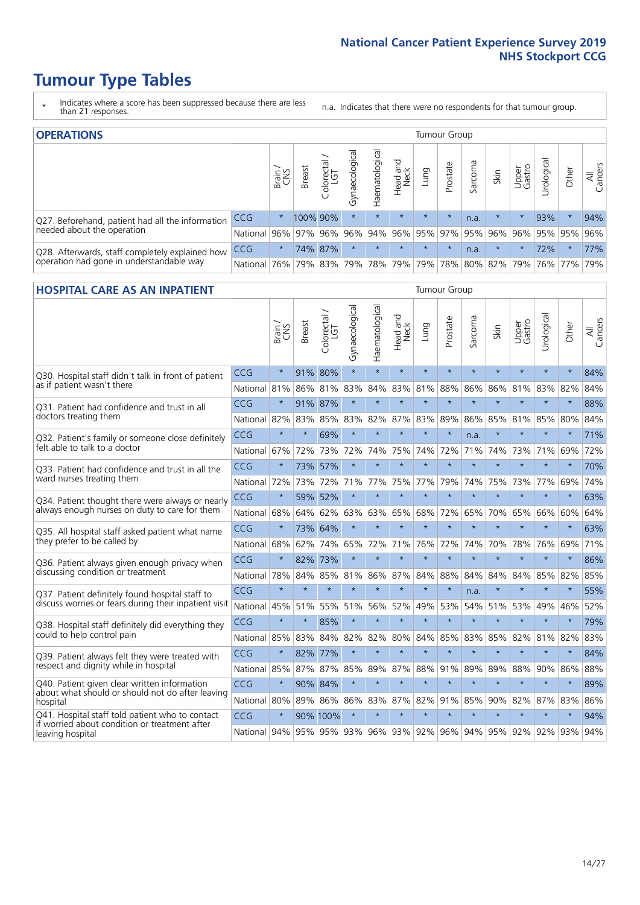# Tumour Type Tables

\* Indicates where a score has been suppressed because there are less than 21 responses.

n.a. Indicates that there were no respondents for that tumour group.

## OPERATIONS

| | | Brain / CNS | Breast | Colorectal / LGT | Gynaecological | Haematological | Head and Neck | Lung | Prostate | Sarcoma | Skin | Upper Gastro | Urological | Other | All Cancers |
|---|---|---|---|---|---|---|---|---|---|---|---|---|---|---|---|
| Q27. Beforehand, patient had all the information needed about the operation | CCG | * | 100% | 90% | * | * | * | * | * | n.a. | * | * | 93% | * | 94% |
| | National | 96% | 97% | 96% | 96% | 94% | 96% | 95% | 97% | 95% | 96% | 96% | 95% | 95% | 96% |
| Q28. Afterwards, staff completely explained how operation had gone in understandable way | CCG | * | 74% | 87% | * | * | * | * | * | n.a. | * | * | 72% | * | 77% |
| | National | 76% | 79% | 83% | 79% | 78% | 79% | 79% | 78% | 80% | 82% | 79% | 76% | 77% | 79% |

## HOSPITAL CARE AS AN INPATIENT

| | | Brain / CNS | Breast | Colorectal / LGT | Gynaecological | Haematological | Head and Neck | Lung | Prostate | Sarcoma | Skin | Upper Gastro | Urological | Other | All Cancers |
|---|---|---|---|---|---|---|---|---|---|---|---|---|---|---|---|
| Q30. Hospital staff didn't talk in front of patient as if patient wasn't there | CCG | * | 91% | 80% | * | * | * | * | * | * | * | * | * | * | 84% |
| | National | 81% | 86% | 81% | 83% | 84% | 83% | 81% | 88% | 86% | 86% | 81% | 83% | 82% | 84% |
| Q31. Patient had confidence and trust in all doctors treating them | CCG | * | 91% | 87% | * | * | * | * | * | * | * | * | * | * | 88% |
| | National | 82% | 83% | 85% | 83% | 82% | 87% | 83% | 89% | 86% | 85% | 81% | 85% | 80% | 84% |
| Q32. Patient's family or someone close definitely felt able to talk to a doctor | CCG | * | * | 69% | * | * | * | * | * | n.a. | * | * | * | * | 71% |
| | National | 67% | 72% | 73% | 72% | 74% | 75% | 74% | 72% | 71% | 74% | 73% | 71% | 69% | 72% |
| Q33. Patient had confidence and trust in all the ward nurses treating them | CCG | * | 73% | 57% | * | * | * | * | * | * | * | * | * | * | 70% |
| | National | 72% | 73% | 72% | 71% | 77% | 75% | 77% | 79% | 74% | 75% | 73% | 77% | 69% | 74% |
| Q34. Patient thought there were always or nearly always enough nurses on duty to care for them | CCG | * | 59% | 52% | * | * | * | * | * | * | * | * | * | * | 63% |
| | National | 68% | 64% | 62% | 63% | 63% | 65% | 68% | 72% | 65% | 70% | 65% | 66% | 60% | 64% |
| Q35. All hospital staff asked patient what name they prefer to be called by | CCG | * | 73% | 64% | * | * | * | * | * | * | * | * | * | * | 63% |
| | National | 68% | 62% | 74% | 65% | 72% | 71% | 76% | 72% | 74% | 70% | 78% | 76% | 69% | 71% |
| Q36. Patient always given enough privacy when discussing condition or treatment | CCG | * | 82% | 73% | * | * | * | * | * | * | * | * | * | * | 86% |
| | National | 78% | 84% | 85% | 81% | 86% | 87% | 84% | 88% | 84% | 84% | 84% | 85% | 82% | 85% |
| Q37. Patient definitely found hospital staff to discuss worries or fears during their inpatient visit | CCG | * | * | * | * | * | * | * | * | n.a. | * | * | * | * | 55% |
| | National | 45% | 51% | 55% | 51% | 56% | 52% | 49% | 53% | 54% | 51% | 53% | 49% | 46% | 52% |
| Q38. Hospital staff definitely did everything they could to help control pain | CCG | * | * | 85% | * | * | * | * | * | * | * | * | * | * | 79% |
| | National | 85% | 83% | 84% | 82% | 82% | 80% | 84% | 85% | 83% | 85% | 82% | 81% | 82% | 83% |
| Q39. Patient always felt they were treated with respect and dignity while in hospital | CCG | * | 82% | 77% | * | * | * | * | * | * | * | * | * | * | 84% |
| | National | 85% | 87% | 87% | 85% | 89% | 87% | 88% | 91% | 89% | 89% | 88% | 90% | 86% | 88% |
| Q40. Patient given clear written information about what should or should not do after leaving hospital | CCG | * | 90% | 84% | * | * | * | * | * | * | * | * | * | * | 89% |
| | National | 80% | 89% | 86% | 86% | 83% | 87% | 82% | 91% | 85% | 90% | 82% | 87% | 83% | 86% |
| Q41. Hospital staff told patient who to contact if worried about condition or treatment after leaving hospital | CCG | * | 90% | 100% | * | * | * | * | * | * | * | * | * | * | 94% |
| | National | 94% | 95% | 95% | 93% | 96% | 93% | 92% | 96% | 94% | 95% | 92% | 92% | 93% | 94% |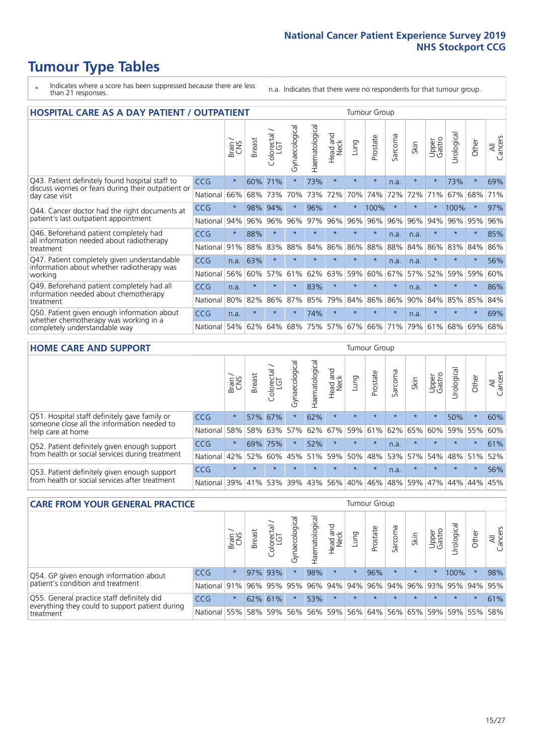# Tumour Type Tables

- \* Indicates where a score has been suppressed because there are less than 21 responses.
- n.a. Indicates that there were no respondents for that tumour group.

## HOSPITAL CARE AS A DAY PATIENT / OUTPATIENT

| | | Brain / CNS | Breast | Colorectal / LGT | Gynaecological | Haematological | Head and Neck | Lung | Prostate | Sarcoma | Skin | Upper Gastro | Urological | Other | All Cancers |
|---|---|---|---|---|---|---|---|---|---|---|---|---|---|---|---|
| Q43. Patient definitely found hospital staff to discuss worries or fears during their outpatient or day case visit | CCG | * | 60% | 71% | * | 73% | * | * | * | n.a. | * | * | 73% | * | 69% |
| | National | 66% | 68% | 73% | 70% | 73% | 72% | 70% | 74% | 72% | 72% | 71% | 67% | 68% | 71% |
| Q44. Cancer doctor had the right documents at patient's last outpatient appointment | CCG | * | 98% | 94% | * | 96% | * | * | 100% | * | * | * | 100% | * | 97% |
| | National | 94% | 96% | 96% | 96% | 97% | 96% | 96% | 96% | 96% | 96% | 94% | 96% | 95% | 96% |
| Q46. Beforehand patient completely had all information needed about radiotherapy treatment | CCG | * | 88% | * | * | * | * | * | * | n.a. | n.a. | * | * | * | 85% |
| | National | 91% | 88% | 83% | 88% | 84% | 86% | 86% | 88% | 88% | 84% | 86% | 83% | 84% | 86% |
| Q47. Patient completely given understandable information about whether radiotherapy was working | CCG | n.a. | 63% | * | * | * | * | * | * | n.a. | n.a. | * | * | * | 56% |
| | National | 56% | 60% | 57% | 61% | 62% | 63% | 59% | 60% | 67% | 57% | 52% | 59% | 59% | 60% |
| Q49. Beforehand patient completely had all information needed about chemotherapy treatment | CCG | n.a. | * | * | * | 83% | * | * | * | * | n.a. | * | * | * | 86% |
| | National | 80% | 82% | 86% | 87% | 85% | 79% | 84% | 86% | 86% | 90% | 84% | 85% | 85% | 84% |
| Q50. Patient given enough information about whether chemotherapy was working in a completely understandable way | CCG | n.a. | * | * | * | 74% | * | * | * | * | n.a. | * | * | * | 69% |
| | National | 54% | 62% | 64% | 68% | 75% | 57% | 67% | 66% | 71% | 79% | 61% | 68% | 69% | 68% |

## HOME CARE AND SUPPORT

| | | Brain / CNS | Breast | Colorectal / LGT | Gynaecological | Haematological | Head and Neck | Lung | Prostate | Sarcoma | Skin | Upper Gastro | Urological | Other | All Cancers |
|---|---|---|---|---|---|---|---|---|---|---|---|---|---|---|---|
| Q51. Hospital staff definitely gave family or someone close all the information needed to help care at home | CCG | * | 57% | 67% | * | 62% | * | * | * | * | * | * | 50% | * | 60% |
| | National | 58% | 58% | 63% | 57% | 62% | 67% | 59% | 61% | 62% | 65% | 60% | 59% | 55% | 60% |
| Q52. Patient definitely given enough support from health or social services during treatment | CCG | * | 69% | 75% | * | 52% | * | * | * | n.a. | * | * | * | * | 61% |
| | National | 42% | 52% | 60% | 45% | 51% | 59% | 50% | 48% | 53% | 57% | 54% | 48% | 51% | 52% |
| Q53. Patient definitely given enough support from health or social services after treatment | CCG | * | * | * | * | * | * | * | * | n.a. | * | * | * | * | 56% |
| | National | 39% | 41% | 53% | 39% | 43% | 56% | 40% | 46% | 48% | 59% | 47% | 44% | 44% | 45% |

## CARE FROM YOUR GENERAL PRACTICE

| | | Brain / CNS | Breast | Colorectal / LGT | Gynaecological | Haematological | Head and Neck | Lung | Prostate | Sarcoma | Skin | Upper Gastro | Urological | Other | All Cancers |
|---|---|---|---|---|---|---|---|---|---|---|---|---|---|---|---|
| Q54. GP given enough information about patient's condition and treatment | CCG | * | 97% | 93% | * | 98% | * | * | 96% | * | * | * | 100% | * | 98% |
| | National | 91% | 96% | 95% | 95% | 96% | 94% | 94% | 96% | 94% | 96% | 93% | 95% | 94% | 95% |
| Q55. General practice staff definitely did everything they could to support patient during treatment | CCG | * | 62% | 61% | * | 53% | * | * | * | * | * | * | * | * | 61% |
| | National | 55% | 58% | 59% | 56% | 56% | 59% | 56% | 64% | 56% | 65% | 59% | 59% | 55% | 58% |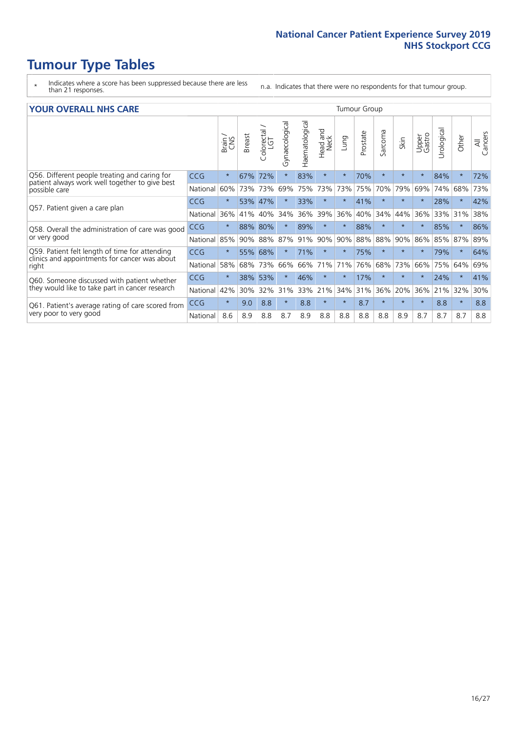# Tumour Type Tables

\* Indicates where a score has been suppressed because there are less than 21 responses.

n.a. Indicates that there were no respondents for that tumour group.

## YOUR OVERALL NHS CARE

| | | Tumour Group | | | | | | | | | | | | | |
|---|---|---|---|---|---|---|---|---|---|---|---|---|---|---|---|
| | | Brain / CNS | Breast | Colorectal / LGT | Gynaecological | Haematological | Head and Neck | Lung | Prostate | Sarcoma | Skin | Upper Gastro | Urological | Other | All Cancers |
| Q56. Different people treating and caring for patient always work well together to give best possible care | CCG | * | 67% | 72% | * | 83% | * | * | 70% | * | * | * | 84% | * | 72% |
| | National | 60% | 73% | 73% | 69% | 75% | 73% | 73% | 75% | 70% | 79% | 69% | 74% | 68% | 73% |
| Q57. Patient given a care plan | CCG | * | 53% | 47% | * | 33% | * | * | 41% | * | * | * | 28% | * | 42% |
| | National | 36% | 41% | 40% | 34% | 36% | 39% | 36% | 40% | 34% | 44% | 36% | 33% | 31% | 38% |
| Q58. Overall the administration of care was good or very good | CCG | * | 88% | 80% | * | 89% | * | * | 88% | * | * | * | 85% | * | 86% |
| | National | 85% | 90% | 88% | 87% | 91% | 90% | 90% | 88% | 88% | 90% | 86% | 85% | 87% | 89% |
| Q59. Patient felt length of time for attending clinics and appointments for cancer was about right | CCG | * | 55% | 68% | * | 71% | * | * | 75% | * | * | * | 79% | * | 64% |
| | National | 58% | 68% | 73% | 66% | 66% | 71% | 71% | 76% | 68% | 73% | 66% | 75% | 64% | 69% |
| Q60. Someone discussed with patient whether they would like to take part in cancer research | CCG | * | 38% | 53% | * | 46% | * | * | 17% | * | * | * | 24% | * | 41% |
| | National | 42% | 30% | 32% | 31% | 33% | 21% | 34% | 31% | 36% | 20% | 36% | 21% | 32% | 30% |
| Q61. Patient's average rating of care scored from very poor to very good | CCG | * | 9.0 | 8.8 | * | 8.8 | * | * | 8.7 | * | * | * | 8.8 | * | 8.8 |
| | National | 8.6 | 8.9 | 8.8 | 8.7 | 8.9 | 8.8 | 8.8 | 8.8 | 8.8 | 8.9 | 8.7 | 8.7 | 8.7 | 8.8 |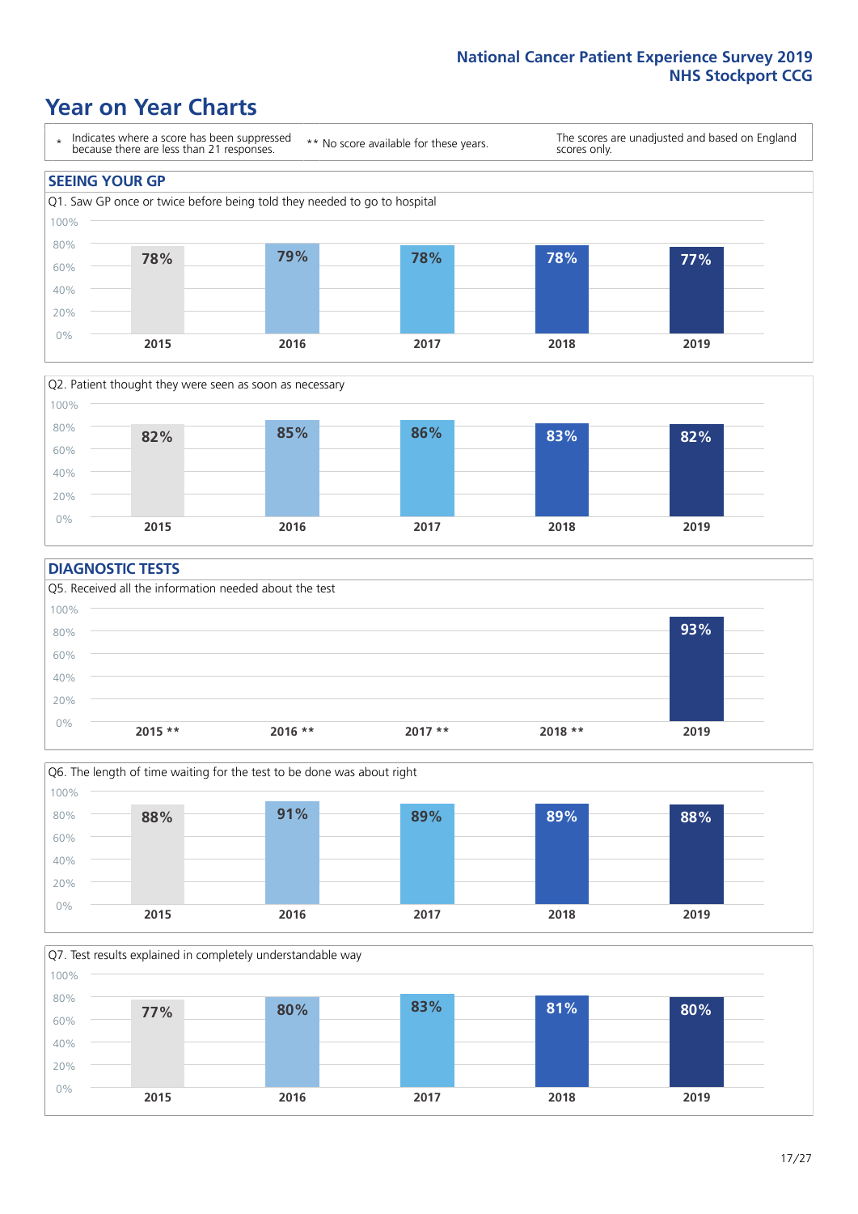## Year on Year Charts

\* Indicates where a score has been suppressed because there are less than 21 responses.

\*\* No score available for these years.

The scores are unadjusted and based on England scores only.

### SEEING YOUR GP

Q1. Saw GP once or twice before being told they needed to go to hospital

| 2015 | 2016 | 2017 | 2018 | 2019 |
|---|---|---|---|---|
| 78% | 79% | 78% | 78% | 77% |

Q2. Patient thought they were seen as soon as necessary

| 2015 | 2016 | 2017 | 2018 | 2019 |
|---|---|---|---|---|
| 82% | 85% | 86% | 83% | 82% |

### DIAGNOSTIC TESTS

Q5. Received all the information needed about the test

| 2015 ** | 2016 ** | 2017 ** | 2018 ** | 2019 |
|---|---|---|---|---|
| | | | | 93% |

Q6. The length of time waiting for the test to be done was about right

| 2015 | 2016 | 2017 | 2018 | 2019 |
|---|---|---|---|---|
| 88% | 91% | 89% | 89% | 88% |

Q7. Test results explained in completely understandable way

| 2015 | 2016 | 2017 | 2018 | 2019 |
|---|---|---|---|---|
| 77% | 80% | 83% | 81% | 80% |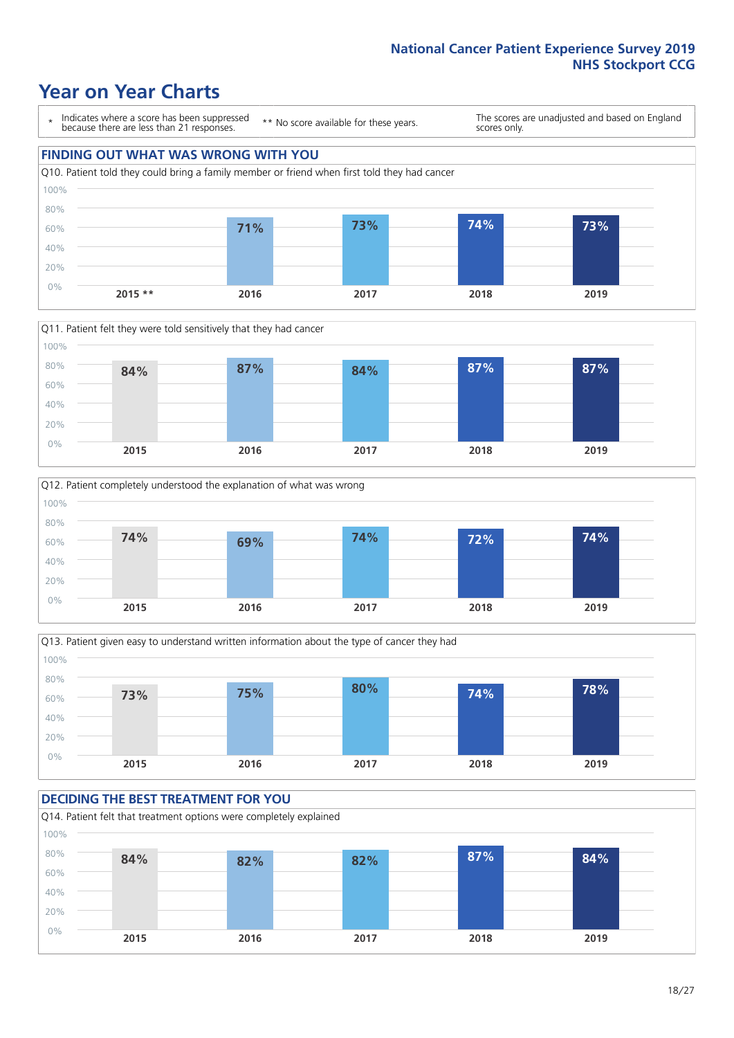# Year on Year Charts

\* Indicates where a score has been suppressed because there are less than 21 responses.

\*\* No score available for these years.

The scores are unadjusted and based on England scores only.

## FINDING OUT WHAT WAS WRONG WITH YOU

Q10. Patient told they could bring a family member or friend when first told they had cancer

| 2015 ** | 2016 | 2017 | 2018 | 2019 |
|---|---|---|---|---|
| | 71% | 73% | 74% | 73% |

Q11. Patient felt they were told sensitively that they had cancer

| 2015 | 2016 | 2017 | 2018 | 2019 |
|---|---|---|---|---|
| 84% | 87% | 84% | 87% | 87% |

Q12. Patient completely understood the explanation of what was wrong

| 2015 | 2016 | 2017 | 2018 | 2019 |
|---|---|---|---|---|
| 74% | 69% | 74% | 72% | 74% |

Q13. Patient given easy to understand written information about the type of cancer they had

| 2015 | 2016 | 2017 | 2018 | 2019 |
|---|---|---|---|---|
| 73% | 75% | 80% | 74% | 78% |

## DECIDING THE BEST TREATMENT FOR YOU

Q14. Patient felt that treatment options were completely explained

| 2015 | 2016 | 2017 | 2018 | 2019 |
|---|---|---|---|---|
| 84% | 82% | 82% | 87% | 84% |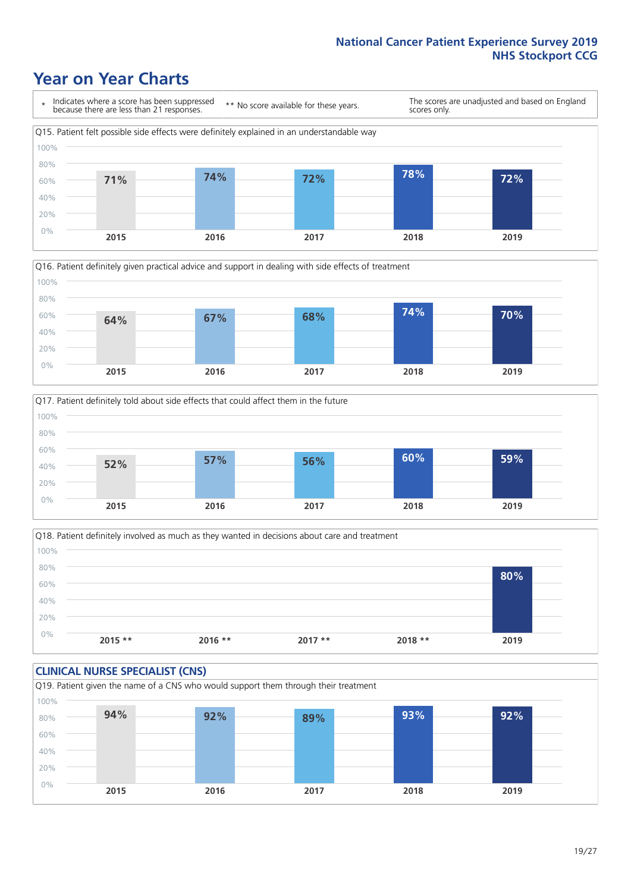# Year on Year Charts

\* Indicates where a score has been suppressed because there are less than 21 responses.

** No score available for these years.

The scores are unadjusted and based on England scores only.

Q15. Patient felt possible side effects were definitely explained in an understandable way

| 2015 | 2016 | 2017 | 2018 | 2019 |
|---|---|---|---|---|
| 71% | 74% | 72% | 78% | 72% |

Q16. Patient definitely given practical advice and support in dealing with side effects of treatment

| 2015 | 2016 | 2017 | 2018 | 2019 |
|---|---|---|---|---|
| 64% | 67% | 68% | 74% | 70% |

Q17. Patient definitely told about side effects that could affect them in the future

| 2015 | 2016 | 2017 | 2018 | 2019 |
|---|---|---|---|---|
| 52% | 57% | 56% | 60% | 59% |

Q18. Patient definitely involved as much as they wanted in decisions about care and treatment

| 2015 ** | 2016 ** | 2017 ** | 2018 ** | 2019 |
|---|---|---|---|---|
| | | | | 80% |

## CLINICAL NURSE SPECIALIST (CNS)

Q19. Patient given the name of a CNS who would support them through their treatment

| 2015 | 2016 | 2017 | 2018 | 2019 |
|---|---|---|---|---|
| 94% | 92% | 89% | 93% | 92% |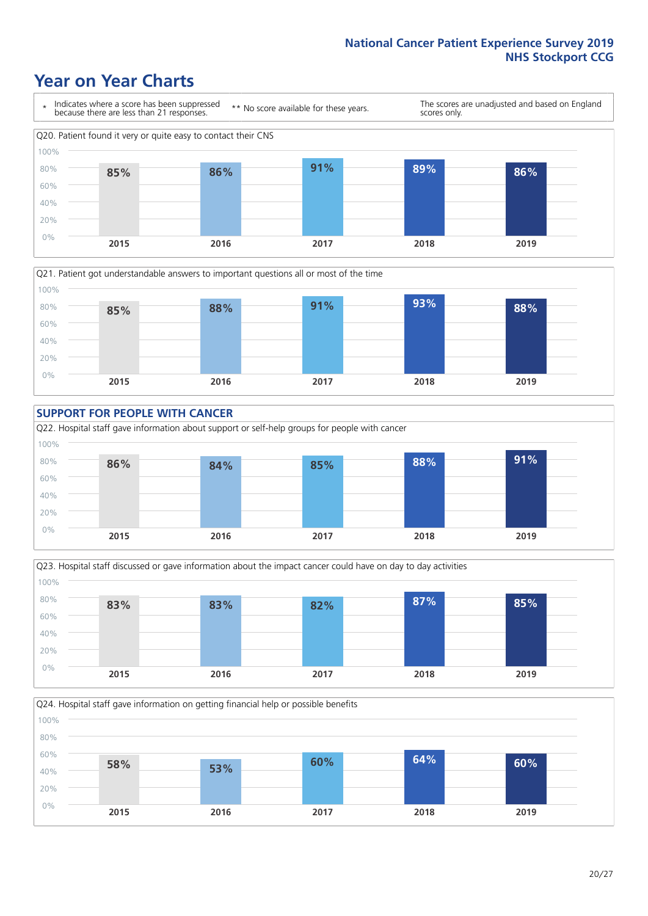# Year on Year Charts

\* Indicates where a score has been suppressed because there are less than 21 responses.

\*\* No score available for these years.

The scores are unadjusted and based on England scores only.

Q20. Patient found it very or quite easy to contact their CNS

| 2015 | 2016 | 2017 | 2018 | 2019 |
|---|---|---|---|---|
| 85% | 86% | 91% | 89% | 86% |

Q21. Patient got understandable answers to important questions all or most of the time

| 2015 | 2016 | 2017 | 2018 | 2019 |
|---|---|---|---|---|
| 85% | 88% | 91% | 93% | 88% |

## SUPPORT FOR PEOPLE WITH CANCER

Q22. Hospital staff gave information about support or self-help groups for people with cancer

| 2015 | 2016 | 2017 | 2018 | 2019 |
|---|---|---|---|---|
| 86% | 84% | 85% | 88% | 91% |

Q23. Hospital staff discussed or gave information about the impact cancer could have on day to day activities

| 2015 | 2016 | 2017 | 2018 | 2019 |
|---|---|---|---|---|
| 83% | 83% | 82% | 87% | 85% |

Q24. Hospital staff gave information on getting financial help or possible benefits

| 2015 | 2016 | 2017 | 2018 | 2019 |
|---|---|---|---|---|
| 58% | 53% | 60% | 64% | 60% |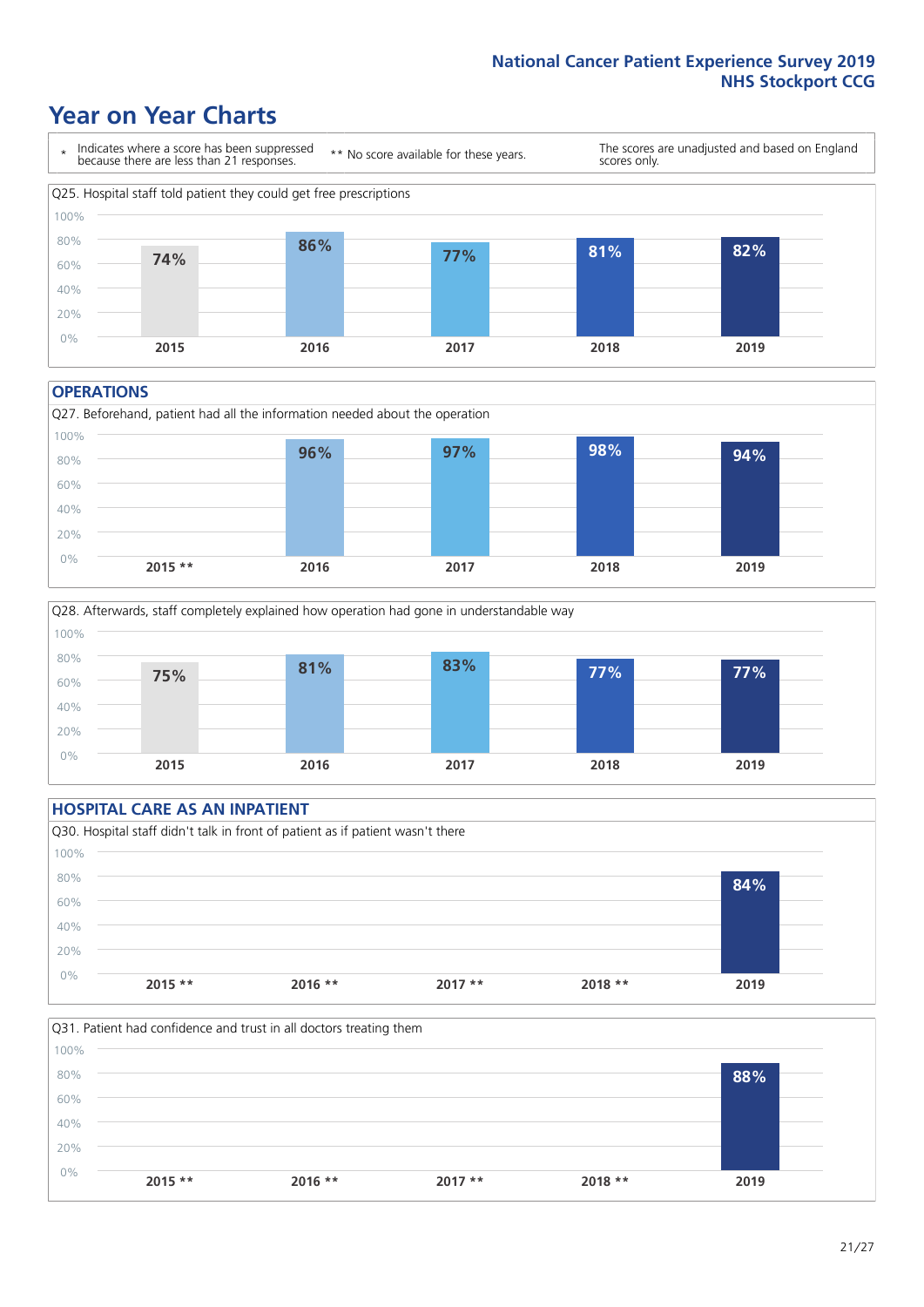# Year on Year Charts

\* Indicates where a score has been suppressed because there are less than 21 responses. ** No score available for these years. The scores are unadjusted and based on England scores only.

Q25. Hospital staff told patient they could get free prescriptions

| 2015 | 2016 | 2017 | 2018 | 2019 |
|---|---|---|---|---|
| 74% | 86% | 77% | 81% | 82% |

## OPERATIONS

Q27. Beforehand, patient had all the information needed about the operation

| 2015 ** | 2016 | 2017 | 2018 | 2019 |
|---|---|---|---|---|
| | 96% | 97% | 98% | 94% |

Q28. Afterwards, staff completely explained how operation had gone in understandable way

| 2015 | 2016 | 2017 | 2018 | 2019 |
|---|---|---|---|---|
| 75% | 81% | 83% | 77% | 77% |

## HOSPITAL CARE AS AN INPATIENT

Q30. Hospital staff didn't talk in front of patient as if patient wasn't there

| 2015 ** | 2016 ** | 2017 ** | 2018 ** | 2019 |
|---|---|---|---|---|
| | | | | 84% |

Q31. Patient had confidence and trust in all doctors treating them

| 2015 ** | 2016 ** | 2017 ** | 2018 ** | 2019 |
|---|---|---|---|---|
| | | | | 88% |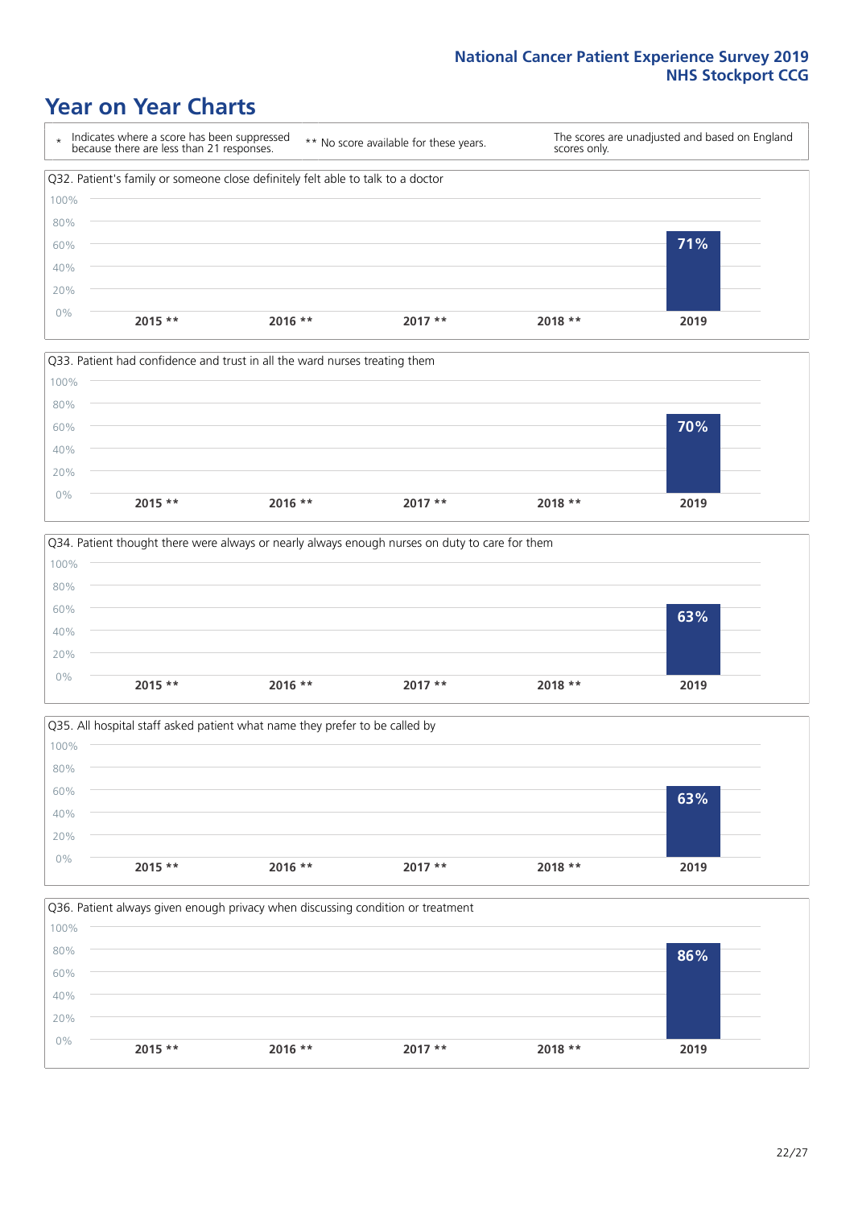# Year on Year Charts

\* Indicates where a score has been suppressed because there are less than 21 responses.

\*\* No score available for these years.

The scores are unadjusted and based on England scores only.

Q32. Patient's family or someone close definitely felt able to talk to a doctor

| 2015 ** | 2016 ** | 2017 ** | 2018 ** | 2019 |
|---|---|---|---|---|
| | | | | 71% |

Q33. Patient had confidence and trust in all the ward nurses treating them

| 2015 ** | 2016 ** | 2017 ** | 2018 ** | 2019 |
|---|---|---|---|---|
| | | | | 70% |

Q34. Patient thought there were always or nearly always enough nurses on duty to care for them

| 2015 ** | 2016 ** | 2017 ** | 2018 ** | 2019 |
|---|---|---|---|---|
| | | | | 63% |

Q35. All hospital staff asked patient what name they prefer to be called by

| 2015 ** | 2016 ** | 2017 ** | 2018 ** | 2019 |
|---|---|---|---|---|
| | | | | 63% |

Q36. Patient always given enough privacy when discussing condition or treatment

| 2015 ** | 2016 ** | 2017 ** | 2018 ** | 2019 |
|---|---|---|---|---|
| | | | | 86% |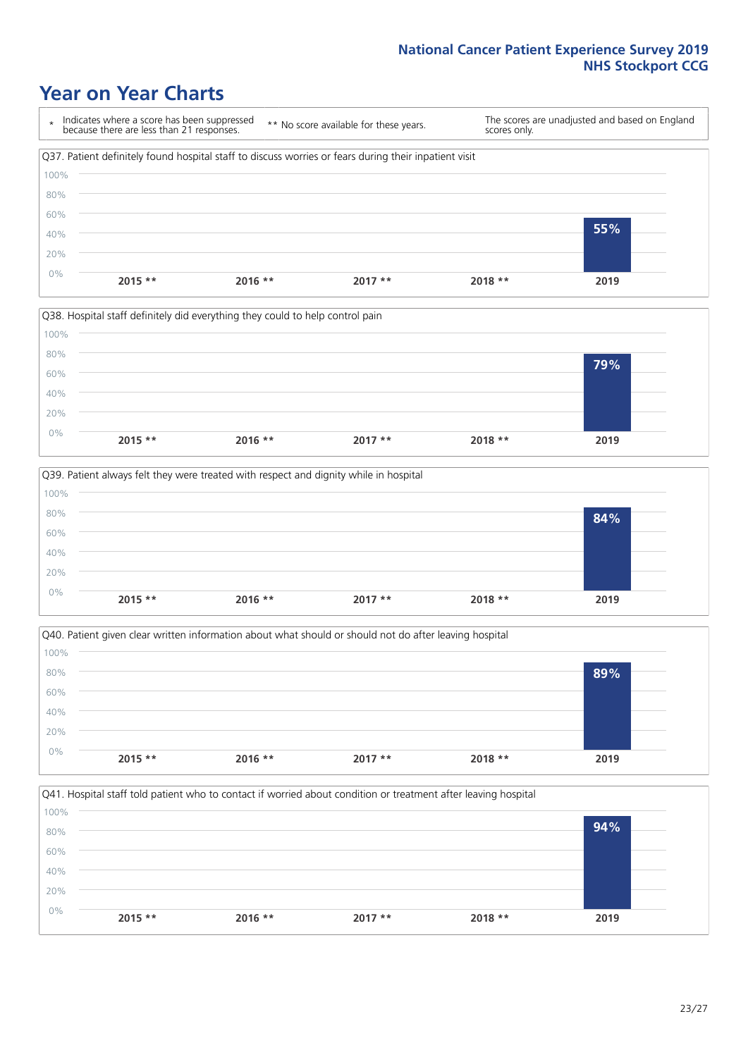# Year on Year Charts

\* Indicates where a score has been suppressed because there are less than 21 responses.

\*\* No score available for these years.

The scores are unadjusted and based on England scores only.

Q37. Patient definitely found hospital staff to discuss worries or fears during their inpatient visit

| 2015 ** | 2016 ** | 2017 ** | 2018 ** | 2019 |
|---|---|---|---|---|
| | | | | 55% |

Q38. Hospital staff definitely did everything they could to help control pain

| 2015 ** | 2016 ** | 2017 ** | 2018 ** | 2019 |
|---|---|---|---|---|
| | | | | 79% |

Q39. Patient always felt they were treated with respect and dignity while in hospital

| 2015 ** | 2016 ** | 2017 ** | 2018 ** | 2019 |
|---|---|---|---|---|
| | | | | 84% |

Q40. Patient given clear written information about what should or should not do after leaving hospital

| 2015 ** | 2016 ** | 2017 ** | 2018 ** | 2019 |
|---|---|---|---|---|
| | | | | 89% |

Q41. Hospital staff told patient who to contact if worried about condition or treatment after leaving hospital

| 2015 ** | 2016 ** | 2017 ** | 2018 ** | 2019 |
|---|---|---|---|---|
| | | | | 94% |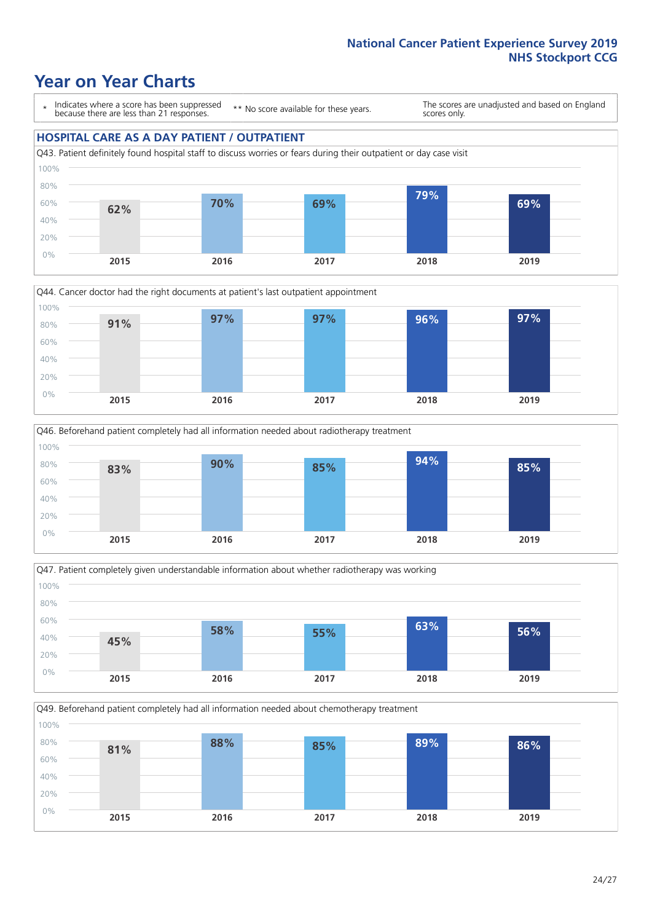# Year on Year Charts

- \* Indicates where a score has been suppressed because there are less than 21 responses.
- \*\* No score available for these years.
- The scores are unadjusted and based on England scores only.

## HOSPITAL CARE AS A DAY PATIENT / OUTPATIENT

Q43. Patient definitely found hospital staff to discuss worries or fears during their outpatient or day case visit

| 2015 | 2016 | 2017 | 2018 | 2019 |
|---|---|---|---|---|
| 62% | 70% | 69% | 79% | 69% |

Q44. Cancer doctor had the right documents at patient's last outpatient appointment

| 2015 | 2016 | 2017 | 2018 | 2019 |
|---|---|---|---|---|
| 91% | 97% | 97% | 96% | 97% |

Q46. Beforehand patient completely had all information needed about radiotherapy treatment

| 2015 | 2016 | 2017 | 2018 | 2019 |
|---|---|---|---|---|
| 83% | 90% | 85% | 94% | 85% |

Q47. Patient completely given understandable information about whether radiotherapy was working

| 2015 | 2016 | 2017 | 2018 | 2019 |
|---|---|---|---|---|
| 45% | 58% | 55% | 63% | 56% |

Q49. Beforehand patient completely had all information needed about chemotherapy treatment

| 2015 | 2016 | 2017 | 2018 | 2019 |
|---|---|---|---|---|
| 81% | 88% | 85% | 89% | 86% |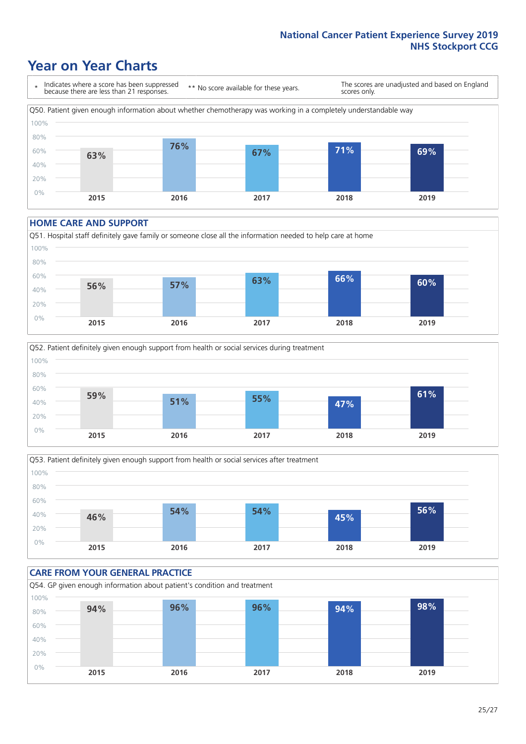# Year on Year Charts

\* Indicates where a score has been suppressed because there are less than 21 responses.

\*\* No score available for these years.

The scores are unadjusted and based on England scores only.

Q50. Patient given enough information about whether chemotherapy was working in a completely understandable way

| 2015 | 2016 | 2017 | 2018 | 2019 |
|---|---|---|---|---|
| 63% | 76% | 67% | 71% | 69% |

## HOME CARE AND SUPPORT

Q51. Hospital staff definitely gave family or someone close all the information needed to help care at home

| 2015 | 2016 | 2017 | 2018 | 2019 |
|---|---|---|---|---|
| 56% | 57% | 63% | 66% | 60% |

Q52. Patient definitely given enough support from health or social services during treatment

| 2015 | 2016 | 2017 | 2018 | 2019 |
|---|---|---|---|---|
| 59% | 51% | 55% | 47% | 61% |

Q53. Patient definitely given enough support from health or social services after treatment

| 2015 | 2016 | 2017 | 2018 | 2019 |
|---|---|---|---|---|
| 46% | 54% | 54% | 45% | 56% |

## CARE FROM YOUR GENERAL PRACTICE

Q54. GP given enough information about patient's condition and treatment

| 2015 | 2016 | 2017 | 2018 | 2019 |
|---|---|---|---|---|
| 94% | 96% | 96% | 94% | 98% |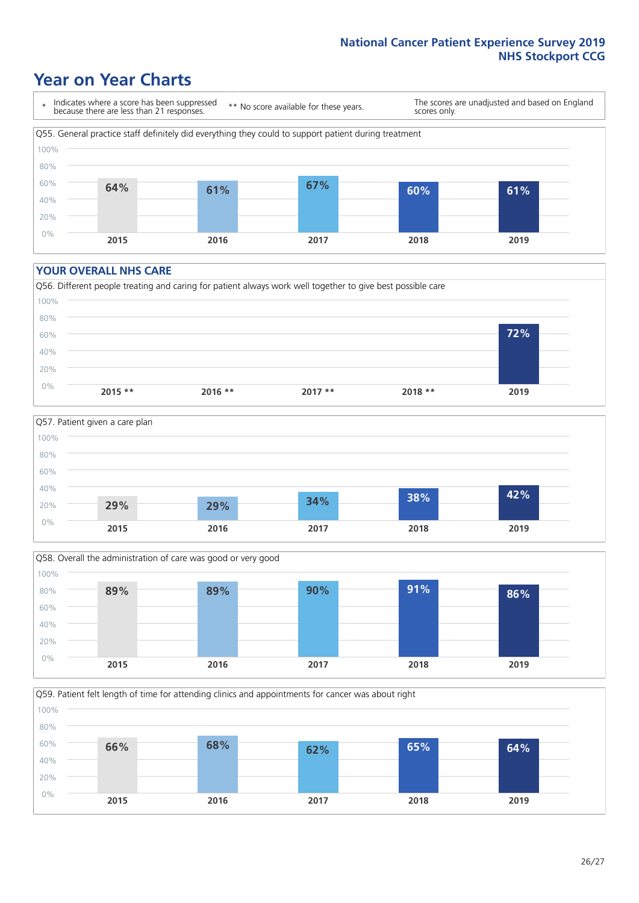# Year on Year Charts

\* Indicates where a score has been suppressed because there are less than 21 responses.

** No score available for these years.

The scores are unadjusted and based on England scores only.

Q55. General practice staff definitely did everything they could to support patient during treatment

| 2015 | 2016 | 2017 | 2018 | 2019 |
|---|---|---|---|---|
| 64% | 61% | 67% | 60% | 61% |

## YOUR OVERALL NHS CARE

Q56. Different people treating and caring for patient always work well together to give best possible care

| 2015 ** | 2016 ** | 2017 ** | 2018 ** | 2019 |
|---|---|---|---|---|
| | | | | 72% |

Q57. Patient given a care plan

| 2015 | 2016 | 2017 | 2018 | 2019 |
|---|---|---|---|---|
| 29% | 29% | 34% | 38% | 42% |

Q58. Overall the administration of care was good or very good

| 2015 | 2016 | 2017 | 2018 | 2019 |
|---|---|---|---|---|
| 89% | 89% | 90% | 91% | 86% |

Q59. Patient felt length of time for attending clinics and appointments for cancer was about right

| 2015 | 2016 | 2017 | 2018 | 2019 |
|---|---|---|---|---|
| 66% | 68% | 62% | 65% | 64% |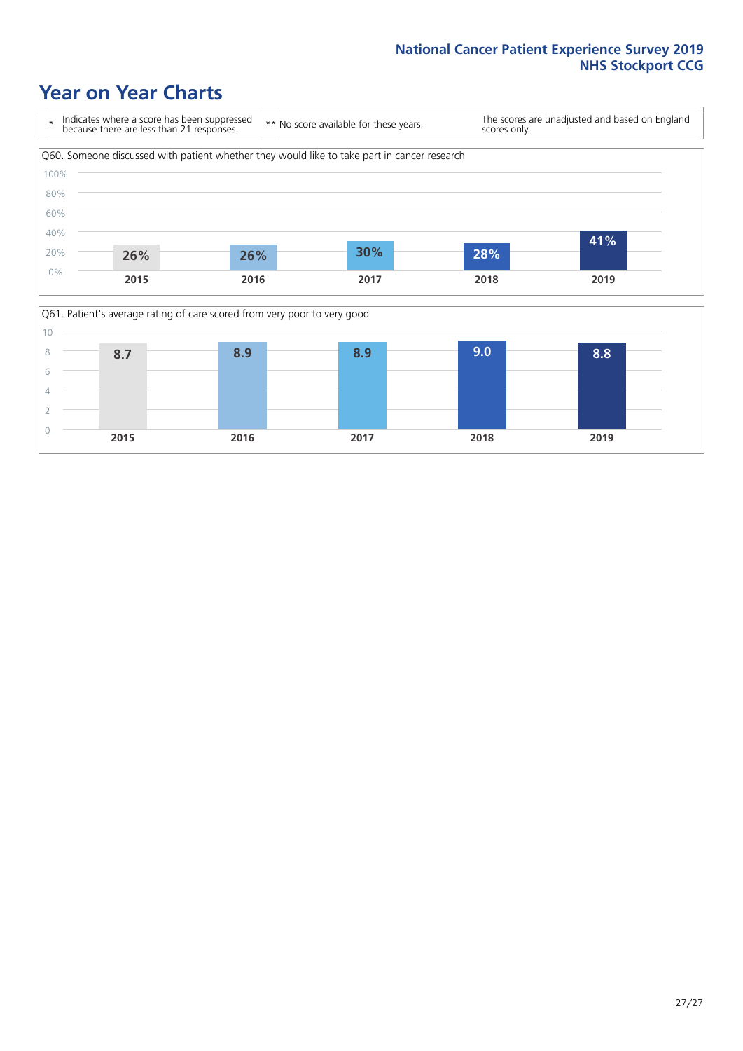# Year on Year Charts

\* Indicates where a score has been suppressed because there are less than 21 responses.

\*\* No score available for these years.

The scores are unadjusted and based on England scores only.

Q60. Someone discussed with patient whether they would like to take part in cancer research

100%
80%
60%
40%
20%
0%

26% 26% 30% 28% 41%

2015 2016 2017 2018 2019

Q61. Patient's average rating of care scored from very poor to very good

10
8
6
4
2
0

8.7 8.9 8.9 9.0 8.8

2015 2016 2017 2018 2019